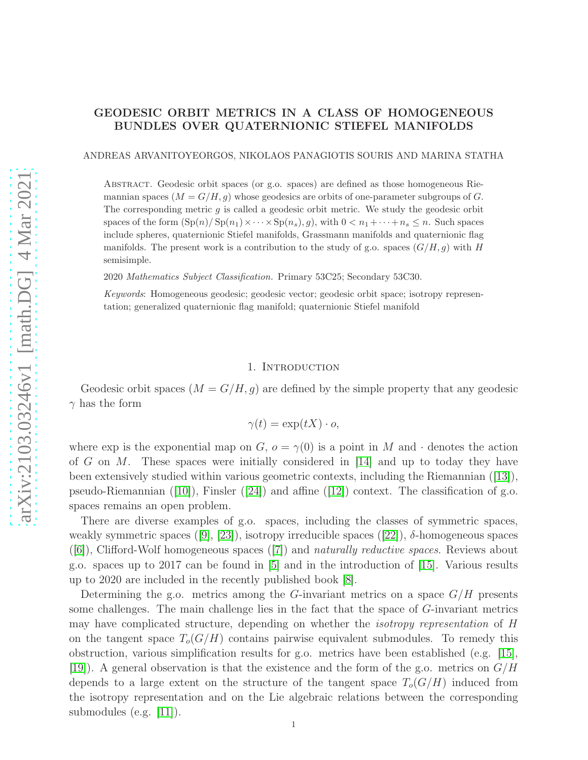# GEODESIC ORBIT METRICS IN A CLASS OF HOMOGENEOUS BUNDLES OVER QUATERNIONIC STIEFEL MANIFOLDS

ANDREAS ARVANITOYEORGOS, NIKOLAOS PANAGIOTIS SOURIS AND MARINA STATHA

Abstract. Geodesic orbit spaces (or g.o. spaces) are defined as those homogeneous Riemannian spaces $(M = G/H, g)$ whose geodesics are orbits of one-parameter subgroups of $G$. The corresponding metric $g$ is called a geodesic orbit metric. We study the geodesic orbit spaces of the form $(\mathrm{Sp}(n)/\mathrm{Sp}(n_1)\times\cdots\times\mathrm{Sp}(n_s), g)$, with $0 < n_1+\cdots+n_s \leq n$. Such spaces include spheres, quaternionic Stiefel manifolds, Grassmann manifolds and quaternionic flag manifolds. The present work is a contribution to the study of g.o. spaces $(G/H, g)$ with $H$ semisimple.

2020 *Mathematics Subject Classification.* Primary 53C25; Secondary 53C30.

*Keywords*: Homogeneous geodesic; geodesic vector; geodesic orbit space; isotropy representation; generalized quaternionic flag manifold; quaternionic Stiefel manifold

## 1. Introduction

Geodesic orbit spaces $(M = G/H, g)$ are defined by the simple property that any geodesic $\gamma$ has the form

$$\gamma(t) = \exp(tX) \cdot o,$$

where exp is the exponential map on $G$, $o = \gamma(0)$ is a point in $M$ and $\cdot$ denotes the action of $G$ on $M$. These spaces were initially considered in [14] and up to today they have been extensively studied within various geometric contexts, including the Riemannian ([13]), pseudo-Riemannian ([10]), Finsler ([24]) and affine ([12]) context. The classification of g.o. spaces remains an open problem.

There are diverse examples of g.o. spaces, including the classes of symmetric spaces, weakly symmetric spaces ([9], [23]), isotropy irreducible spaces ([22]), $\delta$-homogeneous spaces ([6]), Clifford-Wolf homogeneous spaces ([7]) and *naturally reductive spaces*. Reviews about g.o. spaces up to 2017 can be found in [5] and in the introduction of [15]. Various results up to 2020 are included in the recently published book [8].

Determining the g.o. metrics among the $G$-invariant metrics on a space $G/H$ presents some challenges. The main challenge lies in the fact that the space of $G$-invariant metrics may have complicated structure, depending on whether the *isotropy representation* of $H$ on the tangent space $T_o(G/H)$ contains pairwise equivalent submodules. To remedy this obstruction, various simplification results for g.o. metrics have been established (e.g. [15], [19]). A general observation is that the existence and the form of the g.o. metrics on $G/H$ depends to a large extent on the structure of the tangent space $T_o(G/H)$ induced from the isotropy representation and on the Lie algebraic relations between the corresponding submodules (e.g. [11]).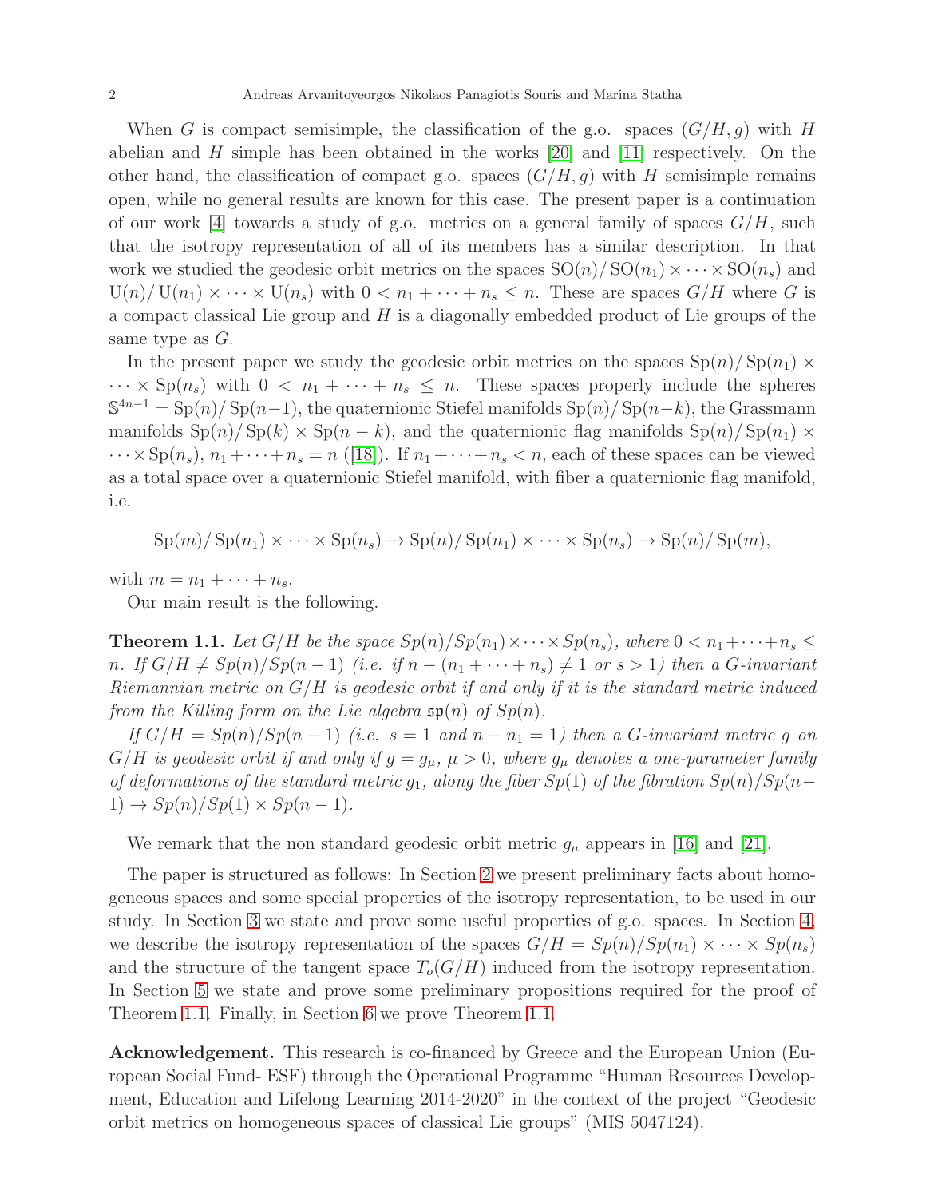When $G$ is compact semisimple, the classification of the g.o. spaces $(G/H, g)$ with $H$ abelian and $H$ simple has been obtained in the works [20] and [11] respectively. On the other hand, the classification of compact g.o. spaces $(G/H, g)$ with $H$ semisimple remains open, while no general results are known for this case. The present paper is a continuation of our work [4] towards a study of g.o. metrics on a general family of spaces $G/H$, such that the isotropy representation of all of its members has a similar description. In that work we studied the geodesic orbit metrics on the spaces $\mathrm{SO}(n)/\mathrm{SO}(n_1)\times\cdots\times\mathrm{SO}(n_s)$ and $\mathrm{U}(n)/\mathrm{U}(n_1)\times\cdots\times\mathrm{U}(n_s)$ with $0 < n_1+\cdots+n_s \leq n$. These are spaces $G/H$ where $G$ is a compact classical Lie group and $H$ is a diagonally embedded product of Lie groups of the same type as $G$.

In the present paper we study the geodesic orbit metrics on the spaces $\mathrm{Sp}(n)/\mathrm{Sp}(n_1)\times\cdots\times\mathrm{Sp}(n_s)$ with $0 < n_1+\cdots+n_s \leq n$. These spaces properly include the spheres $\mathbb{S}^{4n-1} = \mathrm{Sp}(n)/\mathrm{Sp}(n-1)$, the quaternionic Stiefel manifolds $\mathrm{Sp}(n)/\mathrm{Sp}(n-k)$, the Grassmann manifolds $\mathrm{Sp}(n)/\mathrm{Sp}(k)\times\mathrm{Sp}(n-k)$, and the quaternionic flag manifolds $\mathrm{Sp}(n)/\mathrm{Sp}(n_1)\times\cdots\times\mathrm{Sp}(n_s)$, $n_1+\cdots+n_s = n$ ([18]). If $n_1+\cdots+n_s < n$, each of these spaces can be viewed as a total space over a quaternionic Stiefel manifold, with fiber a quaternionic flag manifold, i.e.

$$\mathrm{Sp}(m)/\mathrm{Sp}(n_1)\times\cdots\times\mathrm{Sp}(n_s) \to \mathrm{Sp}(n)/\mathrm{Sp}(n_1)\times\cdots\times\mathrm{Sp}(n_s) \to \mathrm{Sp}(n)/\mathrm{Sp}(m),$$

with $m = n_1+\cdots+n_s$.

Our main result is the following.

**Theorem 1.1.** *Let $G/H$ be the space $Sp(n)/Sp(n_1)\times\cdots\times Sp(n_s)$, where $0 < n_1+\cdots+n_s \leq n$. If $G/H \neq Sp(n)/Sp(n-1)$ (i.e. if $n-(n_1+\cdots+n_s) \neq 1$ or $s > 1$) then a $G$-invariant Riemannian metric on $G/H$ is geodesic orbit if and only if it is the standard metric induced from the Killing form on the Lie algebra $\mathfrak{sp}(n)$ of $Sp(n)$.*

*If $G/H = Sp(n)/Sp(n-1)$ (i.e. $s = 1$ and $n - n_1 = 1$) then a $G$-invariant metric $g$ on $G/H$ is geodesic orbit if and only if $g = g_\mu$, $\mu > 0$, where $g_\mu$ denotes a one-parameter family of deformations of the standard metric $g_1$, along the fiber $Sp(1)$ of the fibration $Sp(n)/Sp(n-1) \to Sp(n)/Sp(1)\times Sp(n-1)$.*

We remark that the non standard geodesic orbit metric $g_\mu$ appears in [16] and [21].

The paper is structured as follows: In Section 2 we present preliminary facts about homogeneous spaces and some special properties of the isotropy representation, to be used in our study. In Section 3 we state and prove some useful properties of g.o. spaces. In Section 4, we describe the isotropy representation of the spaces $G/H = Sp(n)/Sp(n_1)\times\cdots\times Sp(n_s)$ and the structure of the tangent space $T_o(G/H)$ induced from the isotropy representation. In Section 5 we state and prove some preliminary propositions required for the proof of Theorem 1.1. Finally, in Section 6 we prove Theorem 1.1.

**Acknowledgement.** This research is co-financed by Greece and the European Union (European Social Fund- ESF) through the Operational Programme "Human Resources Development, Education and Lifelong Learning 2014-2020" in the context of the project "Geodesic orbit metrics on homogeneous spaces of classical Lie groups" (MIS 5047124).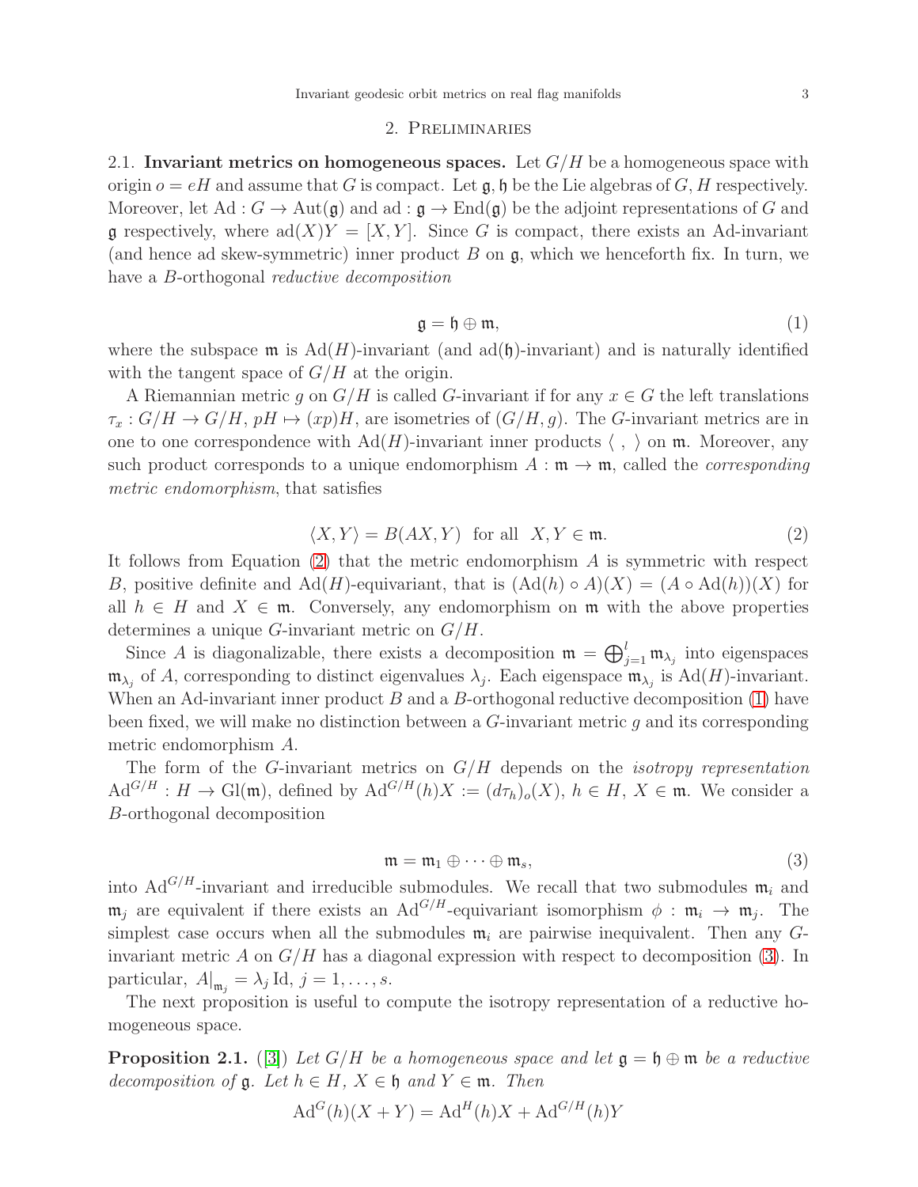## 2. Preliminaries

2.1. **Invariant metrics on homogeneous spaces.** Let $G/H$ be a homogeneous space with origin $o = eH$ and assume that $G$ is compact. Let $\mathfrak{g}, \mathfrak{h}$ be the Lie algebras of $G, H$ respectively. Moreover, let $\mathrm{Ad} : G \to \mathrm{Aut}(\mathfrak{g})$ and $\mathrm{ad} : \mathfrak{g} \to \mathrm{End}(\mathfrak{g})$ be the adjoint representations of $G$ and $\mathfrak{g}$ respectively, where $\mathrm{ad}(X)Y = [X, Y]$. Since $G$ is compact, there exists an Ad-invariant (and hence ad skew-symmetric) inner product $B$ on $\mathfrak{g}$, which we henceforth fix. In turn, we have a $B$-orthogonal *reductive decomposition*

$$\mathfrak{g} = \mathfrak{h} \oplus \mathfrak{m}, \tag{1}$$

where the subspace $\mathfrak{m}$ is $\mathrm{Ad}(H)$-invariant (and $\mathrm{ad}(\mathfrak{h})$-invariant) and is naturally identified with the tangent space of $G/H$ at the origin.

A Riemannian metric $g$ on $G/H$ is called $G$-invariant if for any $x \in G$ the left translations $\tau_x : G/H \to G/H$, $pH \mapsto (xp)H$, are isometries of $(G/H, g)$. The $G$-invariant metrics are in one to one correspondence with $\mathrm{Ad}(H)$-invariant inner products $\langle \ , \ \rangle$ on $\mathfrak{m}$. Moreover, any such product corresponds to a unique endomorphism $A : \mathfrak{m} \to \mathfrak{m}$, called the *corresponding metric endomorphism*, that satisfies

$$\langle X, Y \rangle = B(AX, Y) \ \text{ for all } \ X, Y \in \mathfrak{m}. \tag{2}$$

It follows from Equation (2) that the metric endomorphism $A$ is symmetric with respect $B$, positive definite and $\mathrm{Ad}(H)$-equivariant, that is $(\mathrm{Ad}(h) \circ A)(X) = (A \circ \mathrm{Ad}(h))(X)$ for all $h \in H$ and $X \in \mathfrak{m}$. Conversely, any endomorphism on $\mathfrak{m}$ with the above properties determines a unique $G$-invariant metric on $G/H$.

Since $A$ is diagonalizable, there exists a decomposition $\mathfrak{m} = \bigoplus_{j=1}^{l} \mathfrak{m}_{\lambda_j}$ into eigenspaces $\mathfrak{m}_{\lambda_j}$ of $A$, corresponding to distinct eigenvalues $\lambda_j$. Each eigenspace $\mathfrak{m}_{\lambda_j}$ is $\mathrm{Ad}(H)$-invariant. When an Ad-invariant inner product $B$ and a $B$-orthogonal reductive decomposition (1) have been fixed, we will make no distinction between a $G$-invariant metric $g$ and its corresponding metric endomorphism $A$.

The form of the $G$-invariant metrics on $G/H$ depends on the *isotropy representation* $\mathrm{Ad}^{G/H} : H \to \mathrm{Gl}(\mathfrak{m})$, defined by $\mathrm{Ad}^{G/H}(h)X := (d\tau_h)_o(X)$, $h \in H$, $X \in \mathfrak{m}$. We consider a $B$-orthogonal decomposition

$$\mathfrak{m} = \mathfrak{m}_1 \oplus \cdots \oplus \mathfrak{m}_s, \tag{3}$$

into $\mathrm{Ad}^{G/H}$-invariant and irreducible submodules. We recall that two submodules $\mathfrak{m}_i$ and $\mathfrak{m}_j$ are equivalent if there exists an $\mathrm{Ad}^{G/H}$-equivariant isomorphism $\phi : \mathfrak{m}_i \to \mathfrak{m}_j$. The simplest case occurs when all the submodules $\mathfrak{m}_i$ are pairwise inequivalent. Then any $G$-invariant metric $A$ on $G/H$ has a diagonal expression with respect to decomposition (3). In particular, $A|_{\mathfrak{m}_j} = \lambda_j \,\mathrm{Id}$, $j = 1, \ldots, s$.

The next proposition is useful to compute the isotropy representation of a reductive homogeneous space.

**Proposition 2.1.** ([3]) *Let $G/H$ be a homogeneous space and let $\mathfrak{g} = \mathfrak{h} \oplus \mathfrak{m}$ be a reductive decomposition of $\mathfrak{g}$. Let $h \in H$, $X \in \mathfrak{h}$ and $Y \in \mathfrak{m}$. Then*

$$\mathrm{Ad}^G(h)(X + Y) = \mathrm{Ad}^H(h)X + \mathrm{Ad}^{G/H}(h)Y$$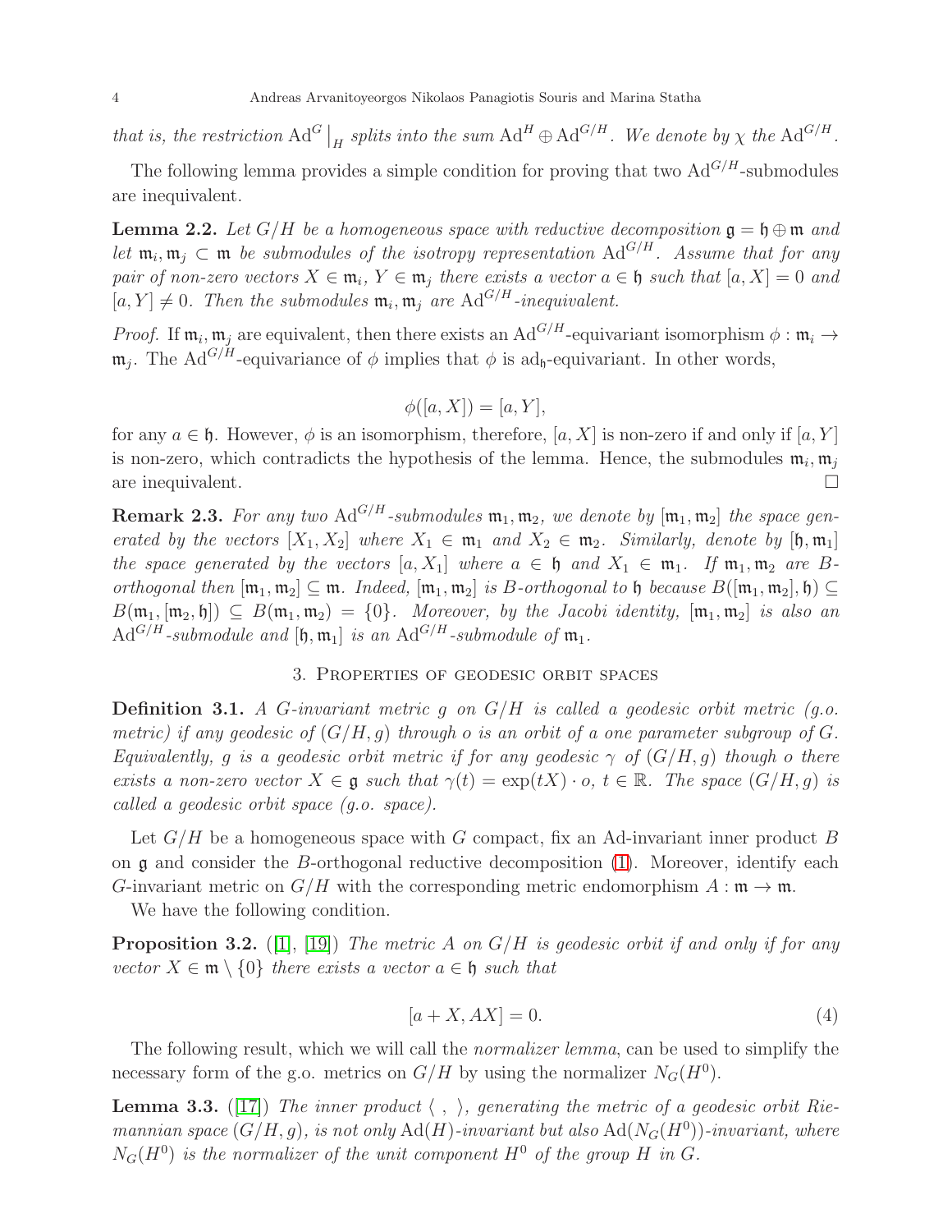*that is, the restriction* $\mathrm{Ad}^G\big|_H$ *splits into the sum* $\mathrm{Ad}^H \oplus \mathrm{Ad}^{G/H}$*. We denote by* $\chi$ *the* $\mathrm{Ad}^{G/H}$*.*

The following lemma provides a simple condition for proving that two $\mathrm{Ad}^{G/H}$-submodules are inequivalent.

**Lemma 2.2.** *Let* $G/H$ *be a homogeneous space with reductive decomposition* $\mathfrak{g} = \mathfrak{h} \oplus \mathfrak{m}$ *and let* $\mathfrak{m}_i, \mathfrak{m}_j \subset \mathfrak{m}$ *be submodules of the isotropy representation* $\mathrm{Ad}^{G/H}$*. Assume that for any pair of non-zero vectors* $X \in \mathfrak{m}_i$*,* $Y \in \mathfrak{m}_j$ *there exists a vector* $a \in \mathfrak{h}$ *such that* $[a, X] = 0$ *and* $[a, Y] \neq 0$*. Then the submodules* $\mathfrak{m}_i, \mathfrak{m}_j$ *are* $\mathrm{Ad}^{G/H}$*-inequivalent.*

*Proof.* If $\mathfrak{m}_i, \mathfrak{m}_j$ are equivalent, then there exists an $\mathrm{Ad}^{G/H}$-equivariant isomorphism $\phi : \mathfrak{m}_i \to \mathfrak{m}_j$. The $\mathrm{Ad}^{G/H}$-equivariance of $\phi$ implies that $\phi$ is $\mathrm{ad}_{\mathfrak{h}}$-equivariant. In other words,

$$\phi([a, X]) = [a, Y],$$

for any $a \in \mathfrak{h}$. However, $\phi$ is an isomorphism, therefore, $[a, X]$ is non-zero if and only if $[a, Y]$ is non-zero, which contradicts the hypothesis of the lemma. Hence, the submodules $\mathfrak{m}_i, \mathfrak{m}_j$ are inequivalent. $\square$

**Remark 2.3.** *For any two* $\mathrm{Ad}^{G/H}$*-submodules* $\mathfrak{m}_1, \mathfrak{m}_2$*, we denote by* $[\mathfrak{m}_1, \mathfrak{m}_2]$ *the space generated by the vectors* $[X_1, X_2]$ *where* $X_1 \in \mathfrak{m}_1$ *and* $X_2 \in \mathfrak{m}_2$*. Similarly, denote by* $[\mathfrak{h}, \mathfrak{m}_1]$ *the space generated by the vectors* $[a, X_1]$ *where* $a \in \mathfrak{h}$ *and* $X_1 \in \mathfrak{m}_1$*. If* $\mathfrak{m}_1, \mathfrak{m}_2$ *are* $B$*-orthogonal then* $[\mathfrak{m}_1, \mathfrak{m}_2] \subseteq \mathfrak{m}$*. Indeed,* $[\mathfrak{m}_1, \mathfrak{m}_2]$ *is* $B$*-orthogonal to* $\mathfrak{h}$ *because* $B([\mathfrak{m}_1, \mathfrak{m}_2], \mathfrak{h}) \subseteq B(\mathfrak{m}_1, [\mathfrak{m}_2, \mathfrak{h}]) \subseteq B(\mathfrak{m}_1, \mathfrak{m}_2) = \{0\}$*. Moreover, by the Jacobi identity,* $[\mathfrak{m}_1, \mathfrak{m}_2]$ *is also an* $\mathrm{Ad}^{G/H}$*-submodule and* $[\mathfrak{h}, \mathfrak{m}_1]$ *is an* $\mathrm{Ad}^{G/H}$*-submodule of* $\mathfrak{m}_1$*.*

## 3. Properties of geodesic orbit spaces

**Definition 3.1.** *A* $G$*-invariant metric* $g$ *on* $G/H$ *is called a geodesic orbit metric (g.o. metric) if any geodesic of* $(G/H, g)$ *through* $o$ *is an orbit of a one parameter subgroup of* $G$*. Equivalently,* $g$ *is a geodesic orbit metric if for any geodesic* $\gamma$ *of* $(G/H, g)$ *though* $o$ *there exists a non-zero vector* $X \in \mathfrak{g}$ *such that* $\gamma(t) = \exp(tX) \cdot o$*,* $t \in \mathbb{R}$*. The space* $(G/H, g)$ *is called a geodesic orbit space (g.o. space).*

Let $G/H$ be a homogeneous space with $G$ compact, fix an Ad-invariant inner product $B$ on $\mathfrak{g}$ and consider the $B$-orthogonal reductive decomposition (1). Moreover, identify each $G$-invariant metric on $G/H$ with the corresponding metric endomorphism $A : \mathfrak{m} \to \mathfrak{m}$.

We have the following condition.

**Proposition 3.2.** ([1], [19]) *The metric* $A$ *on* $G/H$ *is geodesic orbit if and only if for any vector* $X \in \mathfrak{m} \setminus \{0\}$ *there exists a vector* $a \in \mathfrak{h}$ *such that*

$$[a + X, AX] = 0. \tag{4}$$

The following result, which we will call the *normalizer lemma*, can be used to simplify the necessary form of the g.o. metrics on $G/H$ by using the normalizer $N_G(H^0)$.

**Lemma 3.3.** ([17]) *The inner product* $\langle\ ,\ \rangle$*, generating the metric of a geodesic orbit Riemannian space* $(G/H, g)$*, is not only* $\mathrm{Ad}(H)$*-invariant but also* $\mathrm{Ad}(N_G(H^0))$*-invariant, where* $N_G(H^0)$ *is the normalizer of the unit component* $H^0$ *of the group* $H$ *in* $G$*.*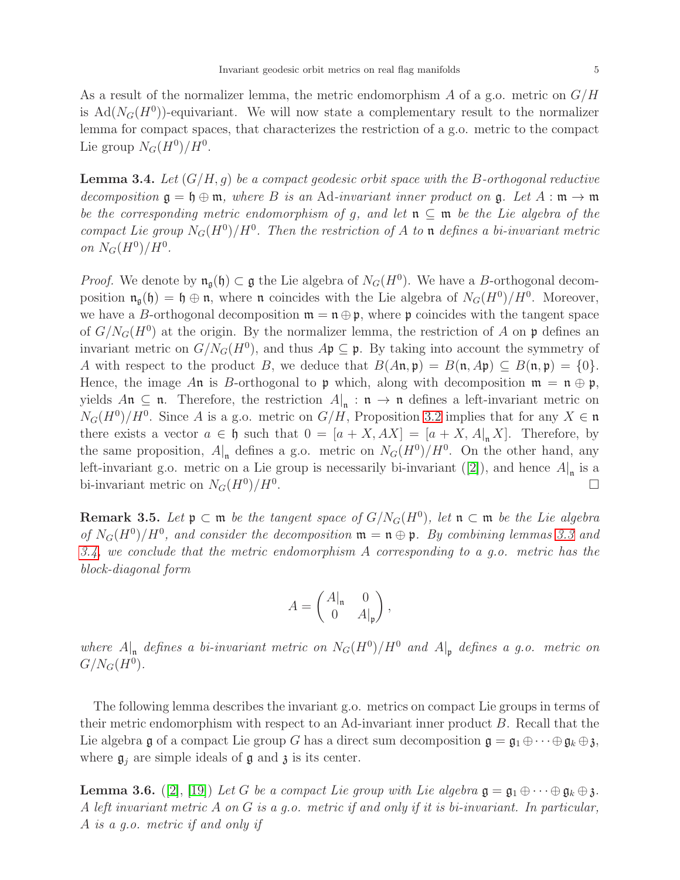As a result of the normalizer lemma, the metric endomorphism $A$ of a g.o. metric on $G/H$ is $\mathrm{Ad}(N_G(H^0))$-equivariant. We will now state a complementary result to the normalizer lemma for compact spaces, that characterizes the restriction of a g.o. metric to the compact Lie group $N_G(H^0)/H^0$.

**Lemma 3.4.** *Let $(G/H, g)$ be a compact geodesic orbit space with the $B$-orthogonal reductive decomposition $\mathfrak{g} = \mathfrak{h} \oplus \mathfrak{m}$, where $B$ is an $\mathrm{Ad}$-invariant inner product on $\mathfrak{g}$. Let $A : \mathfrak{m} \to \mathfrak{m}$ be the corresponding metric endomorphism of $g$, and let $\mathfrak{n} \subseteq \mathfrak{m}$ be the Lie algebra of the compact Lie group $N_G(H^0)/H^0$. Then the restriction of $A$ to $\mathfrak{n}$ defines a bi-invariant metric on $N_G(H^0)/H^0$.*

*Proof.* We denote by $\mathfrak{n}_{\mathfrak{g}}(\mathfrak{h}) \subset \mathfrak{g}$ the Lie algebra of $N_G(H^0)$. We have a $B$-orthogonal decomposition $\mathfrak{n}_{\mathfrak{g}}(\mathfrak{h}) = \mathfrak{h} \oplus \mathfrak{n}$, where $\mathfrak{n}$ coincides with the Lie algebra of $N_G(H^0)/H^0$. Moreover, we have a $B$-orthogonal decomposition $\mathfrak{m} = \mathfrak{n} \oplus \mathfrak{p}$, where $\mathfrak{p}$ coincides with the tangent space of $G/N_G(H^0)$ at the origin. By the normalizer lemma, the restriction of $A$ on $\mathfrak{p}$ defines an invariant metric on $G/N_G(H^0)$, and thus $A\mathfrak{p} \subseteq \mathfrak{p}$. By taking into account the symmetry of $A$ with respect to the product $B$, we deduce that $B(A\mathfrak{n}, \mathfrak{p}) = B(\mathfrak{n}, A\mathfrak{p}) \subseteq B(\mathfrak{n}, \mathfrak{p}) = \{0\}$. Hence, the image $A\mathfrak{n}$ is $B$-orthogonal to $\mathfrak{p}$ which, along with decomposition $\mathfrak{m} = \mathfrak{n} \oplus \mathfrak{p}$, yields $A\mathfrak{n} \subseteq \mathfrak{n}$. Therefore, the restriction $A|_{\mathfrak{n}} : \mathfrak{n} \to \mathfrak{n}$ defines a left-invariant metric on $N_G(H^0)/H^0$. Since $A$ is a g.o. metric on $G/H$, Proposition 3.2 implies that for any $X \in \mathfrak{n}$ there exists a vector $a \in \mathfrak{h}$ such that $0 = [a + X, AX] = [a + X, A|_{\mathfrak{n}} X]$. Therefore, by the same proposition, $A|_{\mathfrak{n}}$ defines a g.o. metric on $N_G(H^0)/H^0$. On the other hand, any left-invariant g.o. metric on a Lie group is necessarily bi-invariant ([2]), and hence $A|_{\mathfrak{n}}$ is a bi-invariant metric on $N_G(H^0)/H^0$. □

**Remark 3.5.** *Let $\mathfrak{p} \subset \mathfrak{m}$ be the tangent space of $G/N_G(H^0)$, let $\mathfrak{n} \subset \mathfrak{m}$ be the Lie algebra of $N_G(H^0)/H^0$, and consider the decomposition $\mathfrak{m} = \mathfrak{n} \oplus \mathfrak{p}$. By combining lemmas 3.3 and 3.4, we conclude that the metric endomorphism $A$ corresponding to a g.o. metric has the block-diagonal form*

$$A = \begin{pmatrix} A|_{\mathfrak{n}} & 0 \\ 0 & A|_{\mathfrak{p}} \end{pmatrix},$$

*where $A|_{\mathfrak{n}}$ defines a bi-invariant metric on $N_G(H^0)/H^0$ and $A|_{\mathfrak{p}}$ defines a g.o. metric on $G/N_G(H^0)$.*

The following lemma describes the invariant g.o. metrics on compact Lie groups in terms of their metric endomorphism with respect to an Ad-invariant inner product $B$. Recall that the Lie algebra $\mathfrak{g}$ of a compact Lie group $G$ has a direct sum decomposition $\mathfrak{g} = \mathfrak{g}_1 \oplus \cdots \oplus \mathfrak{g}_k \oplus \mathfrak{z}$, where $\mathfrak{g}_j$ are simple ideals of $\mathfrak{g}$ and $\mathfrak{z}$ is its center.

**Lemma 3.6.** ([2], [19]) *Let $G$ be a compact Lie group with Lie algebra $\mathfrak{g} = \mathfrak{g}_1 \oplus \cdots \oplus \mathfrak{g}_k \oplus \mathfrak{z}$. A left invariant metric $A$ on $G$ is a g.o. metric if and only if it is bi-invariant. In particular, $A$ is a g.o. metric if and only if*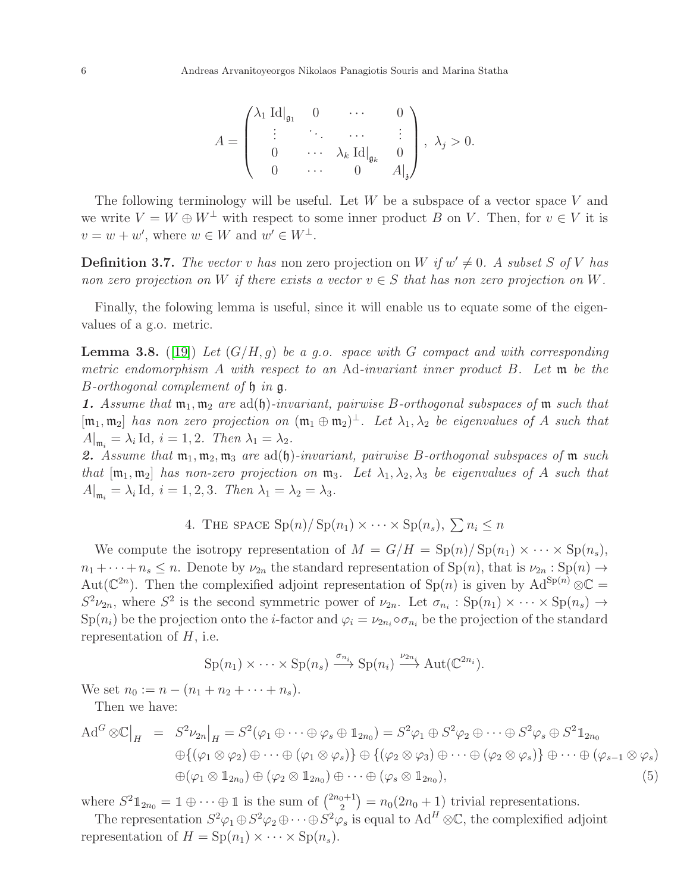$$
A = \begin{pmatrix} \lambda_1 \operatorname{Id}\big|_{\mathfrak{g}_1} & 0 & \cdots & 0 \\ \vdots & \ddots & \cdots & \vdots \\ 0 & \cdots & \lambda_k \operatorname{Id}\big|_{\mathfrak{g}_k} & 0 \\ 0 & \cdots & 0 & A\big|_{\mathfrak{z}} \end{pmatrix}, \ \lambda_j > 0.
$$

The following terminology will be useful. Let $W$ be a subspace of a vector space $V$ and we write $V = W \oplus W^{\perp}$ with respect to some inner product $B$ on $V$. Then, for $v \in V$ it is $v = w + w'$, where $w \in W$ and $w' \in W^{\perp}$.

**Definition 3.7.** *The vector $v$ has* non zero projection on $W$ *if $w' \neq 0$. A subset $S$ of $V$ has non zero projection on $W$ if there exists a vector $v \in S$ that has non zero projection on $W$.*

Finally, the folowing lemma is useful, since it will enable us to equate some of the eigenvalues of a g.o. metric.

**Lemma 3.8.** ([19]) *Let $(G/H, g)$ be a g.o. space with $G$ compact and with corresponding metric endomorphism $A$ with respect to an* Ad*-invariant inner product $B$. Let $\mathfrak{m}$ be the $B$-orthogonal complement of $\mathfrak{h}$ in $\mathfrak{g}$.*

***1.*** *Assume that $\mathfrak{m}_1, \mathfrak{m}_2$ are $\operatorname{ad}(\mathfrak{h})$-invariant, pairwise $B$-orthogonal subspaces of $\mathfrak{m}$ such that $[\mathfrak{m}_1, \mathfrak{m}_2]$ has non zero projection on $(\mathfrak{m}_1 \oplus \mathfrak{m}_2)^{\perp}$. Let $\lambda_1, \lambda_2$ be eigenvalues of $A$ such that $A\big|_{\mathfrak{m}_i} = \lambda_i \operatorname{Id}$, $i = 1, 2$. Then $\lambda_1 = \lambda_2$.*

***2.*** *Assume that $\mathfrak{m}_1, \mathfrak{m}_2, \mathfrak{m}_3$ are $\operatorname{ad}(\mathfrak{h})$-invariant, pairwise $B$-orthogonal subspaces of $\mathfrak{m}$ such that $[\mathfrak{m}_1, \mathfrak{m}_2]$ has non-zero projection on $\mathfrak{m}_3$. Let $\lambda_1, \lambda_2, \lambda_3$ be eigenvalues of $A$ such that $A\big|_{\mathfrak{m}_i} = \lambda_i \operatorname{Id}$, $i = 1, 2, 3$. Then $\lambda_1 = \lambda_2 = \lambda_3$.*

## 4. The space $\operatorname{Sp}(n)/\operatorname{Sp}(n_1) \times \cdots \times \operatorname{Sp}(n_s)$, $\sum n_i \leq n$

We compute the isotropy representation of $M = G/H = \operatorname{Sp}(n)/\operatorname{Sp}(n_1) \times \cdots \times \operatorname{Sp}(n_s)$, $n_1 + \cdots + n_s \leq n$. Denote by $\nu_{2n}$ the standard representation of $\operatorname{Sp}(n)$, that is $\nu_{2n} : \operatorname{Sp}(n) \to \operatorname{Aut}(\mathbb{C}^{2n})$. Then the complexified adjoint representation of $\operatorname{Sp}(n)$ is given by $\operatorname{Ad}^{\operatorname{Sp}(n)} \otimes \mathbb{C} = S^2\nu_{2n}$, where $S^2$ is the second symmetric power of $\nu_{2n}$. Let $\sigma_{n_i} : \operatorname{Sp}(n_1) \times \cdots \times \operatorname{Sp}(n_s) \to \operatorname{Sp}(n_i)$ be the projection onto the $i$-factor and $\varphi_i = \nu_{2n_i} \circ \sigma_{n_i}$ be the projection of the standard representation of $H$, i.e.

$$
\operatorname{Sp}(n_1) \times \cdots \times \operatorname{Sp}(n_s) \xrightarrow{\sigma_{n_i}} \operatorname{Sp}(n_i) \xrightarrow{\nu_{2n_i}} \operatorname{Aut}(\mathbb{C}^{2n_i}).
$$

We set $n_0 := n - (n_1 + n_2 + \cdots + n_s)$.

Then we have:

$$
\begin{aligned}
\operatorname{Ad}^G \otimes \mathbb{C}\big|_H &= S^2\nu_{2n}\big|_H = S^2(\varphi_1 \oplus \cdots \oplus \varphi_s \oplus \mathbb{1}_{2n_0}) = S^2\varphi_1 \oplus S^2\varphi_2 \oplus \cdots \oplus S^2\varphi_s \oplus S^2\mathbb{1}_{2n_0} \\
&\quad \oplus \{(\varphi_1 \otimes \varphi_2) \oplus \cdots \oplus (\varphi_1 \otimes \varphi_s)\} \oplus \{(\varphi_2 \otimes \varphi_3) \oplus \cdots \oplus (\varphi_2 \otimes \varphi_s)\} \oplus \cdots \oplus (\varphi_{s-1} \otimes \varphi_s) \\
&\quad \oplus (\varphi_1 \otimes \mathbb{1}_{2n_0}) \oplus (\varphi_2 \otimes \mathbb{1}_{2n_0}) \oplus \cdots \oplus (\varphi_s \otimes \mathbb{1}_{2n_0}),
\end{aligned} \tag{5}
$$

where $S^2\mathbb{1}_{2n_0} = \mathbb{1} \oplus \cdots \oplus \mathbb{1}$ is the sum of $\binom{2n_0+1}{2} = n_0(2n_0 + 1)$ trivial representations.

The representation $S^2\varphi_1 \oplus S^2\varphi_2 \oplus \cdots \oplus S^2\varphi_s$ is equal to $\operatorname{Ad}^H \otimes \mathbb{C}$, the complexified adjoint representation of $H = \operatorname{Sp}(n_1) \times \cdots \times \operatorname{Sp}(n_s)$.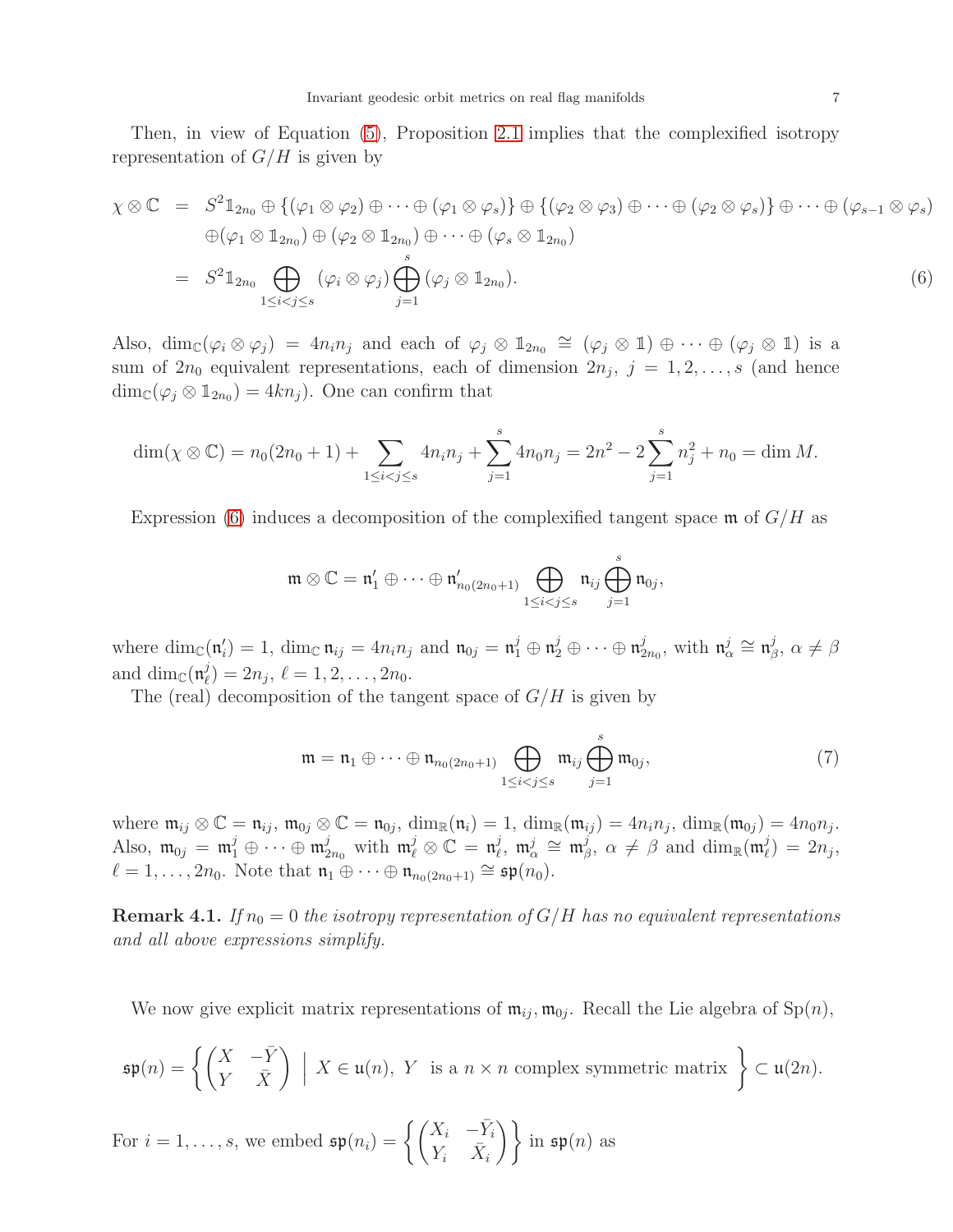Then, in view of Equation (5), Proposition 2.1 implies that the complexified isotropy representation of $G/H$ is given by

$$
\begin{aligned}
\chi\otimes\mathbb{C} &= S^2\mathbb{1}_{2n_0}\oplus\{(\varphi_1\otimes\varphi_2)\oplus\cdots\oplus(\varphi_1\otimes\varphi_s)\}\oplus\{(\varphi_2\otimes\varphi_3)\oplus\cdots\oplus(\varphi_2\otimes\varphi_s)\}\oplus\cdots\oplus(\varphi_{s-1}\otimes\varphi_s)\\
&\quad\oplus(\varphi_1\otimes\mathbb{1}_{2n_0})\oplus(\varphi_2\otimes\mathbb{1}_{2n_0})\oplus\cdots\oplus(\varphi_s\otimes\mathbb{1}_{2n_0})\\
&= S^2\mathbb{1}_{2n_0}\bigoplus_{1\le i<j\le s}(\varphi_i\otimes\varphi_j)\bigoplus_{j=1}^{s}(\varphi_j\otimes\mathbb{1}_{2n_0}).
\end{aligned}
\tag{6}
$$

Also, $\dim_{\mathbb{C}}(\varphi_i\otimes\varphi_j)=4n_in_j$ and each of $\varphi_j\otimes\mathbb{1}_{2n_0}\cong(\varphi_j\otimes\mathbb{1})\oplus\cdots\oplus(\varphi_j\otimes\mathbb{1})$ is a sum of $2n_0$ equivalent representations, each of dimension $2n_j$, $j=1,2,\dots,s$ (and hence $\dim_{\mathbb{C}}(\varphi_j\otimes\mathbb{1}_{2n_0})=4kn_j$). One can confirm that

$$
\dim(\chi\otimes\mathbb{C})=n_0(2n_0+1)+\sum_{1\le i<j\le s}4n_in_j+\sum_{j=1}^{s}4n_0n_j=2n^2-2\sum_{j=1}^{s}n_j^2+n_0=\dim M.
$$

Expression (6) induces a decomposition of the complexified tangent space $\mathfrak{m}$ of $G/H$ as

$$
\mathfrak{m}\otimes\mathbb{C}=\mathfrak{n}'_1\oplus\cdots\oplus\mathfrak{n}'_{n_0(2n_0+1)}\bigoplus_{1\le i<j\le s}\mathfrak{n}_{ij}\bigoplus_{j=1}^{s}\mathfrak{n}_{0j},
$$

where $\dim_{\mathbb{C}}(\mathfrak{n}'_i)=1$, $\dim_{\mathbb{C}}\mathfrak{n}_{ij}=4n_in_j$ and $\mathfrak{n}_{0j}=\mathfrak{n}^j_1\oplus\mathfrak{n}^j_2\oplus\cdots\oplus\mathfrak{n}^j_{2n_0}$, with $\mathfrak{n}^j_\alpha\cong\mathfrak{n}^j_\beta$, $\alpha\ne\beta$ and $\dim_{\mathbb{C}}(\mathfrak{n}^j_\ell)=2n_j$, $\ell=1,2,\dots,2n_0$.

The (real) decomposition of the tangent space of $G/H$ is given by

$$
\mathfrak{m}=\mathfrak{n}_1\oplus\cdots\oplus\mathfrak{n}_{n_0(2n_0+1)}\bigoplus_{1\le i<j\le s}\mathfrak{m}_{ij}\bigoplus_{j=1}^{s}\mathfrak{m}_{0j},
\tag{7}
$$

where $\mathfrak{m}_{ij}\otimes\mathbb{C}=\mathfrak{n}_{ij}$, $\mathfrak{m}_{0j}\otimes\mathbb{C}=\mathfrak{n}_{0j}$, $\dim_{\mathbb{R}}(\mathfrak{n}_i)=1$, $\dim_{\mathbb{R}}(\mathfrak{m}_{ij})=4n_in_j$, $\dim_{\mathbb{R}}(\mathfrak{m}_{0j})=4n_0n_j$. Also, $\mathfrak{m}_{0j}=\mathfrak{m}^j_1\oplus\cdots\oplus\mathfrak{m}^j_{2n_0}$ with $\mathfrak{m}^j_\ell\otimes\mathbb{C}=\mathfrak{n}^j_\ell$, $\mathfrak{m}^j_\alpha\cong\mathfrak{m}^j_\beta$, $\alpha\ne\beta$ and $\dim_{\mathbb{R}}(\mathfrak{m}^j_\ell)=2n_j$, $\ell=1,\dots,2n_0$. Note that $\mathfrak{n}_1\oplus\cdots\oplus\mathfrak{n}_{n_0(2n_0+1)}\cong\mathfrak{sp}(n_0)$.

**Remark 4.1.** *If $n_0=0$ the isotropy representation of $G/H$ has no equivalent representations and all above expressions simplify.*

We now give explicit matrix representations of $\mathfrak{m}_{ij},\mathfrak{m}_{0j}$. Recall the Lie algebra of $\mathrm{Sp}(n)$,

$$
\mathfrak{sp}(n)=\left\{\begin{pmatrix}X & -\bar{Y}\\ Y & \bar{X}\end{pmatrix}\ \Big|\ X\in\mathfrak{u}(n),\ Y\ \text{ is a } n\times n \text{ complex symmetric matrix}\right\}\subset\mathfrak{u}(2n).
$$

For $i=1,\dots,s$, we embed $\mathfrak{sp}(n_i)=\left\{\begin{pmatrix}X_i & -\bar{Y}_i\\ Y_i & \bar{X}_i\end{pmatrix}\right\}$ in $\mathfrak{sp}(n)$ as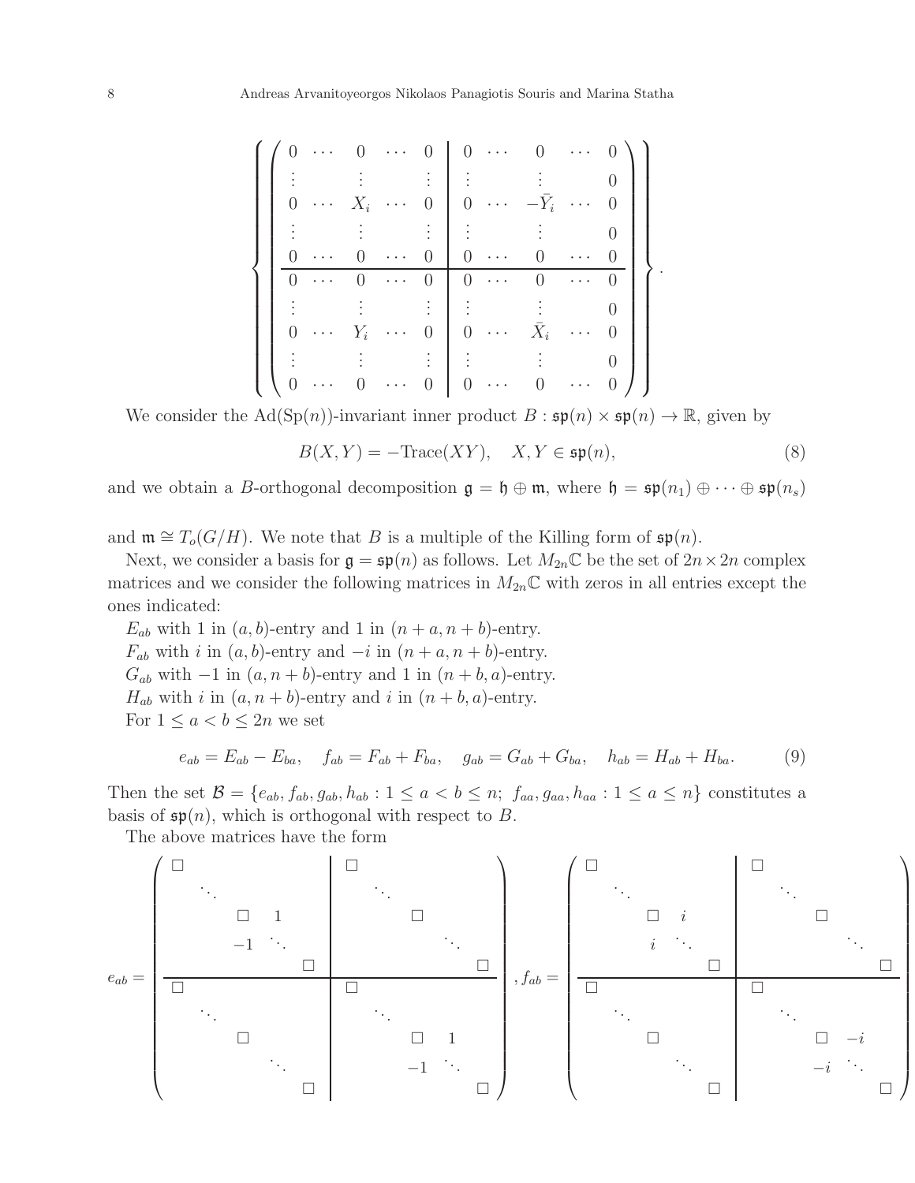$$
\left\{ \left( \begin{array}{ccccc|ccccc}
0 & \cdots & 0 & \cdots & 0 & 0 & \cdots & 0 & \cdots & 0 \\
\vdots & & \vdots & & \vdots & \vdots & & \vdots & & 0 \\
0 & \cdots & X_i & \cdots & 0 & 0 & \cdots & -\bar{Y}_i & \cdots & 0 \\
\vdots & & \vdots & & \vdots & \vdots & & \vdots & & 0 \\
0 & \cdots & 0 & \cdots & 0 & 0 & \cdots & 0 & \cdots & 0 \\
\hline
0 & \cdots & 0 & \cdots & 0 & 0 & \cdots & 0 & \cdots & 0 \\
\vdots & & \vdots & & \vdots & \vdots & & \vdots & & 0 \\
0 & \cdots & Y_i & \cdots & 0 & 0 & \cdots & \bar{X}_i & \cdots & 0 \\
\vdots & & \vdots & & \vdots & \vdots & & \vdots & & 0 \\
0 & \cdots & 0 & \cdots & 0 & 0 & \cdots & 0 & \cdots & 0
\end{array} \right) \right\}.
$$

We consider the $\mathrm{Ad}(\mathrm{Sp}(n))$-invariant inner product $B : \mathfrak{sp}(n) \times \mathfrak{sp}(n) \to \mathbb{R}$, given by

$$
B(X, Y) = -\mathrm{Trace}(XY), \quad X, Y \in \mathfrak{sp}(n), \tag{8}
$$

and we obtain a $B$-orthogonal decomposition $\mathfrak{g} = \mathfrak{h} \oplus \mathfrak{m}$, where $\mathfrak{h} = \mathfrak{sp}(n_1) \oplus \cdots \oplus \mathfrak{sp}(n_s)$ and $\mathfrak{m} \cong T_o(G/H)$. We note that $B$ is a multiple of the Killing form of $\mathfrak{sp}(n)$.

Next, we consider a basis for $\mathfrak{g} = \mathfrak{sp}(n)$ as follows. Let $M_{2n}\mathbb{C}$ be the set of $2n \times 2n$ complex matrices and we consider the following matrices in $M_{2n}\mathbb{C}$ with zeros in all entries except the ones indicated:

$E_{ab}$ with 1 in $(a, b)$-entry and 1 in $(n + a, n + b)$-entry.

$F_{ab}$ with $i$ in $(a, b)$-entry and $-i$ in $(n + a, n + b)$-entry.

$G_{ab}$ with $-1$ in $(a, n + b)$-entry and 1 in $(n + b, a)$-entry.

$H_{ab}$ with $i$ in $(a, n + b)$-entry and $i$ in $(n + b, a)$-entry.

For $1 \leq a < b \leq 2n$ we set

$$
e_{ab} = E_{ab} - E_{ba}, \quad f_{ab} = F_{ab} + F_{ba}, \quad g_{ab} = G_{ab} + G_{ba}, \quad h_{ab} = H_{ab} + H_{ba}. \tag{9}
$$

Then the set $\mathcal{B} = \{e_{ab}, f_{ab}, g_{ab}, h_{ab} : 1 \leq a < b \leq n;\ f_{aa}, g_{aa}, h_{aa} : 1 \leq a \leq n\}$ constitutes a basis of $\mathfrak{sp}(n)$, which is orthogonal with respect to $B$.

The above matrices have the form

$$
e_{ab} = \left( \begin{array}{ccccc|ccccc}
\square & & & & & \square & & & & \\
& \ddots & & & & & \ddots & & & \\
& & \square & 1 & & & & \square & & \\
& & -1 & \ddots & & & & & \ddots & \\
& & & & \square & & & & & \square \\
\hline
\square & & & & & \square & & & & \\
& \ddots & & & & & \ddots & & & \\
& & \square & & & & & \square & 1 & \\
& & & \ddots & & & & -1 & \ddots & \\
& & & & \square & & & & & \square
\end{array} \right), \quad
f_{ab} = \left( \begin{array}{ccccc|ccccc}
\square & & & & & \square & & & & \\
& \ddots & & & & & \ddots & & & \\
& & \square & i & & & & \square & & \\
& & i & \ddots & & & & & \ddots & \\
& & & & \square & & & & & \square \\
\hline
\square & & & & & \square & & & & \\
& \ddots & & & & & \ddots & & & \\
& & \square & & & & & \square & -i & \\
& & & \ddots & & & & -i & \ddots & \\
& & & & \square & & & & & \square
\end{array} \right)
$$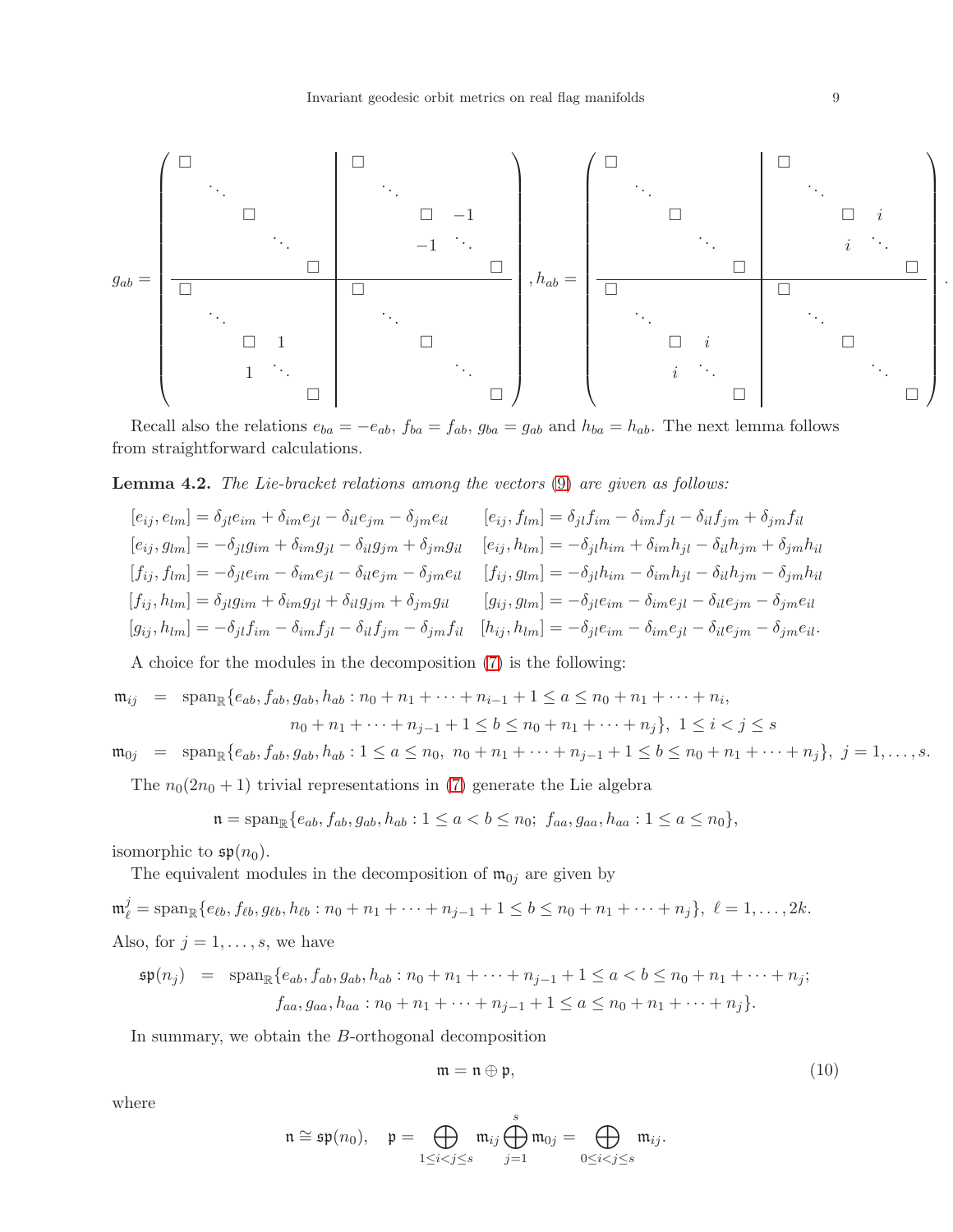$$
g_{ab} = \left(\begin{array}{ccccc|ccccc}
\square & & & & & \square & & & & \\
& \ddots & & & & & \ddots & & & \\
& & \square & & & & & \square & -1 & \\
& & & \ddots & & & & -1 & \ddots & \\
& & & & \square & & & & & \square \\
\hline
\square & & & & & \square & & & & \\
& \ddots & & & & & \ddots & & & \\
& & \square & 1 & & & & \square & & \\
& & 1 & \ddots & & & & & \ddots & \\
& & & & \square & & & & & \square
\end{array}\right), \quad
h_{ab} = \left(\begin{array}{ccccc|ccccc}
\square & & & & & \square & & & & \\
& \ddots & & & & & \ddots & & & \\
& & \square & & & & & \square & i & \\
& & & \ddots & & & & i & \ddots & \\
& & & & \square & & & & & \square \\
\hline
\square & & & & & \square & & & & \\
& \ddots & & & & & \ddots & & & \\
& & \square & i & & & & \square & & \\
& & i & \ddots & & & & & \ddots & \\
& & & & \square & & & & & \square
\end{array}\right).
$$

Recall also the relations $e_{ba} = -e_{ab}$, $f_{ba} = f_{ab}$, $g_{ba} = g_{ab}$ and $h_{ba} = h_{ab}$. The next lemma follows from straightforward calculations.

**Lemma 4.2.** *The Lie-bracket relations among the vectors (9) are given as follows:*

$$
\begin{array}{ll}
[e_{ij}, e_{lm}] = \delta_{jl}e_{im} + \delta_{im}e_{jl} - \delta_{il}e_{jm} - \delta_{jm}e_{il} & [e_{ij}, f_{lm}] = \delta_{jl}f_{im} - \delta_{im}f_{jl} - \delta_{il}f_{jm} + \delta_{jm}f_{il} \\
[e_{ij}, g_{lm}] = -\delta_{jl}g_{im} + \delta_{im}g_{jl} - \delta_{il}g_{jm} + \delta_{jm}g_{il} & [e_{ij}, h_{lm}] = -\delta_{jl}h_{im} + \delta_{im}h_{jl} - \delta_{il}h_{jm} + \delta_{jm}h_{il} \\
[f_{ij}, f_{lm}] = -\delta_{jl}e_{im} - \delta_{im}e_{jl} - \delta_{il}e_{jm} - \delta_{jm}e_{il} & [f_{ij}, g_{lm}] = -\delta_{jl}h_{im} - \delta_{im}h_{jl} - \delta_{il}h_{jm} - \delta_{jm}h_{il} \\
[f_{ij}, h_{lm}] = \delta_{jl}g_{im} + \delta_{im}g_{jl} + \delta_{il}g_{jm} + \delta_{jm}g_{il} & [g_{ij}, g_{lm}] = -\delta_{jl}e_{im} - \delta_{im}e_{jl} - \delta_{il}e_{jm} - \delta_{jm}e_{il} \\
[g_{ij}, h_{lm}] = -\delta_{jl}f_{im} - \delta_{im}f_{jl} - \delta_{il}f_{jm} - \delta_{jm}f_{il} & [h_{ij}, h_{lm}] = -\delta_{jl}e_{im} - \delta_{im}e_{jl} - \delta_{il}e_{jm} - \delta_{jm}e_{il}.
\end{array}
$$

A choice for the modules in the decomposition (7) is the following:

$$
\begin{aligned}
\mathfrak{m}_{ij} &= \operatorname{span}_{\mathbb{R}}\{e_{ab}, f_{ab}, g_{ab}, h_{ab} : n_0 + n_1 + \cdots + n_{i-1} + 1 \leq a \leq n_0 + n_1 + \cdots + n_i, \\
&\qquad n_0 + n_1 + \cdots + n_{j-1} + 1 \leq b \leq n_0 + n_1 + \cdots + n_j\},\ 1 \leq i < j \leq s \\
\mathfrak{m}_{0j} &= \operatorname{span}_{\mathbb{R}}\{e_{ab}, f_{ab}, g_{ab}, h_{ab} : 1 \leq a \leq n_0,\ n_0 + n_1 + \cdots + n_{j-1} + 1 \leq b \leq n_0 + n_1 + \cdots + n_j\},\ j = 1, \ldots, s.
\end{aligned}
$$

The $n_0(2n_0 + 1)$ trivial representations in (7) generate the Lie algebra

$$
\mathfrak{n} = \operatorname{span}_{\mathbb{R}}\{e_{ab}, f_{ab}, g_{ab}, h_{ab} : 1 \leq a < b \leq n_0;\ f_{aa}, g_{aa}, h_{aa} : 1 \leq a \leq n_0\},
$$

isomorphic to $\mathfrak{sp}(n_0)$.

The equivalent modules in the decomposition of $\mathfrak{m}_{0j}$ are given by

$$
\mathfrak{m}^j_\ell = \operatorname{span}_{\mathbb{R}}\{e_{\ell b}, f_{\ell b}, g_{\ell b}, h_{\ell b} : n_0 + n_1 + \cdots + n_{j-1} + 1 \leq b \leq n_0 + n_1 + \cdots + n_j\},\ \ell = 1, \ldots, 2k.
$$

Also, for $j = 1, \ldots, s$, we have

$$
\begin{aligned}
\mathfrak{sp}(n_j) &= \operatorname{span}_{\mathbb{R}}\{e_{ab}, f_{ab}, g_{ab}, h_{ab} : n_0 + n_1 + \cdots + n_{j-1} + 1 \leq a < b \leq n_0 + n_1 + \cdots + n_j; \\
&\qquad f_{aa}, g_{aa}, h_{aa} : n_0 + n_1 + \cdots + n_{j-1} + 1 \leq a \leq n_0 + n_1 + \cdots + n_j\}.
\end{aligned}
$$

In summary, we obtain the $B$-orthogonal decomposition

$$
\mathfrak{m} = \mathfrak{n} \oplus \mathfrak{p}, \tag{10}
$$

where

$$
\mathfrak{n} \cong \mathfrak{sp}(n_0), \quad \mathfrak{p} = \bigoplus_{1 \leq i < j \leq s} \mathfrak{m}_{ij} \bigoplus_{j=1}^{s} \mathfrak{m}_{0j} = \bigoplus_{0 \leq i < j \leq s} \mathfrak{m}_{ij}.
$$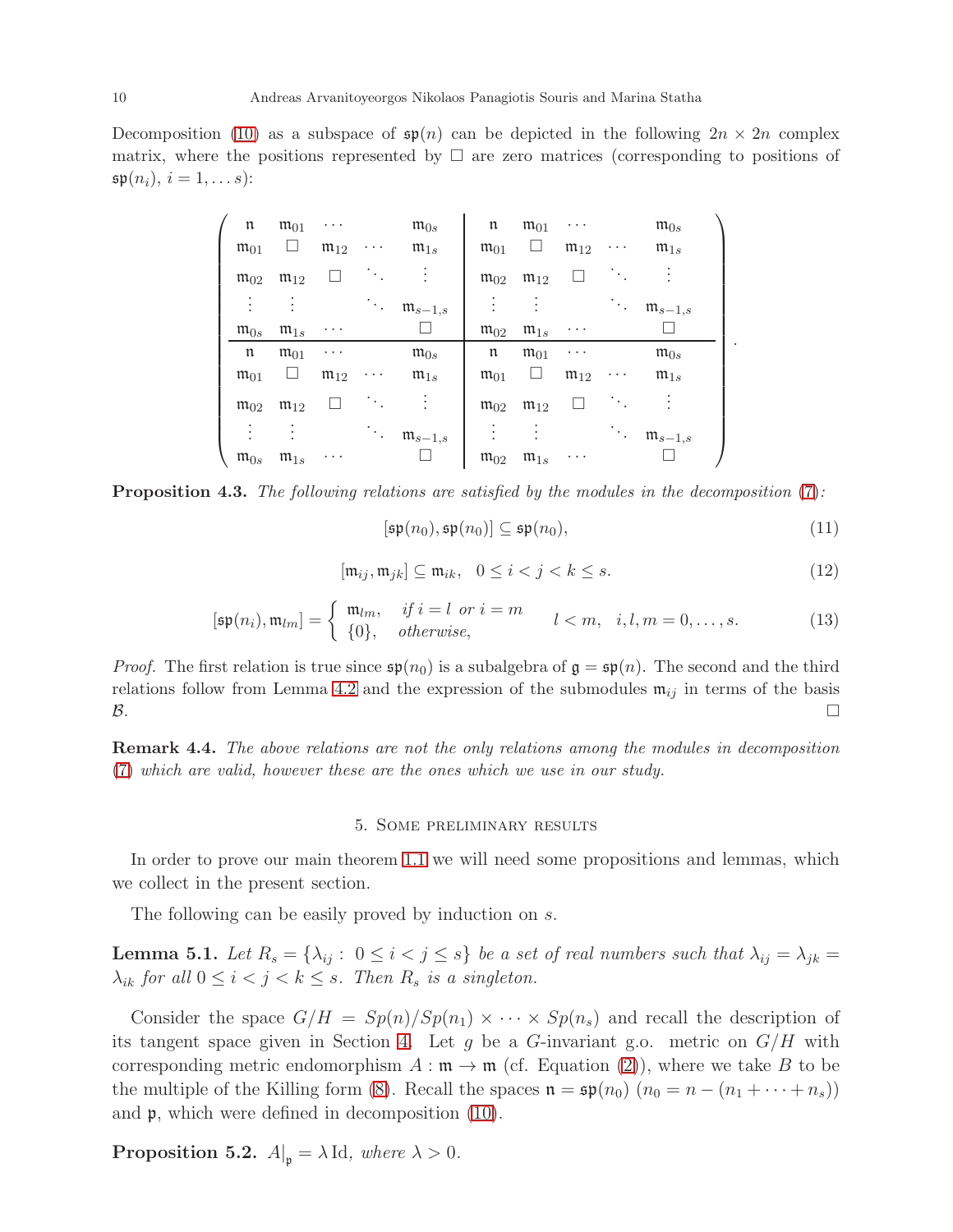Decomposition (10) as a subspace of $\mathfrak{sp}(n)$ can be depicted in the following $2n \times 2n$ complex matrix, where the positions represented by $\square$ are zero matrices (corresponding to positions of $\mathfrak{sp}(n_i)$, $i = 1, \ldots s$):

$$
\left(\begin{array}{ccccc|ccccc}
\mathfrak{n} & \mathfrak{m}_{01} & \cdots & & \mathfrak{m}_{0s} & \mathfrak{n} & \mathfrak{m}_{01} & \cdots & & \mathfrak{m}_{0s} \\
\mathfrak{m}_{01} & \square & \mathfrak{m}_{12} & \cdots & \mathfrak{m}_{1s} & \mathfrak{m}_{01} & \square & \mathfrak{m}_{12} & \cdots & \mathfrak{m}_{1s} \\
\mathfrak{m}_{02} & \mathfrak{m}_{12} & \square & \ddots & \vdots & \mathfrak{m}_{02} & \mathfrak{m}_{12} & \square & \ddots & \vdots \\
\vdots & \vdots & & \ddots & \mathfrak{m}_{s-1,s} & \vdots & \vdots & & \ddots & \mathfrak{m}_{s-1,s} \\
\mathfrak{m}_{0s} & \mathfrak{m}_{1s} & \cdots & & \square & \mathfrak{m}_{02} & \mathfrak{m}_{1s} & \cdots & & \square \\
\hline
\mathfrak{n} & \mathfrak{m}_{01} & \cdots & & \mathfrak{m}_{0s} & \mathfrak{n} & \mathfrak{m}_{01} & \cdots & & \mathfrak{m}_{0s} \\
\mathfrak{m}_{01} & \square & \mathfrak{m}_{12} & \cdots & \mathfrak{m}_{1s} & \mathfrak{m}_{01} & \square & \mathfrak{m}_{12} & \cdots & \mathfrak{m}_{1s} \\
\mathfrak{m}_{02} & \mathfrak{m}_{12} & \square & \ddots & \vdots & \mathfrak{m}_{02} & \mathfrak{m}_{12} & \square & \ddots & \vdots \\
\vdots & \vdots & & \ddots & \mathfrak{m}_{s-1,s} & \vdots & \vdots & & \ddots & \mathfrak{m}_{s-1,s} \\
\mathfrak{m}_{0s} & \mathfrak{m}_{1s} & \cdots & & \square & \mathfrak{m}_{02} & \mathfrak{m}_{1s} & \cdots & & \square
\end{array}\right).
$$

**Proposition 4.3.** *The following relations are satisfied by the modules in the decomposition (7):*

$$[\mathfrak{sp}(n_0), \mathfrak{sp}(n_0)] \subseteq \mathfrak{sp}(n_0), \tag{11}$$

$$[\mathfrak{m}_{ij}, \mathfrak{m}_{jk}] \subseteq \mathfrak{m}_{ik}, \quad 0 \leq i < j < k \leq s. \tag{12}$$

$$[\mathfrak{sp}(n_i), \mathfrak{m}_{lm}] = \begin{cases} \mathfrak{m}_{lm}, & \text{if } i = l \text{ or } i = m \\ \{0\}, & \text{otherwise,} \end{cases} \qquad l < m, \quad i, l, m = 0, \ldots, s. \tag{13}$$

*Proof.* The first relation is true since $\mathfrak{sp}(n_0)$ is a subalgebra of $\mathfrak{g} = \mathfrak{sp}(n)$. The second and the third relations follow from Lemma 4.2 and the expression of the submodules $\mathfrak{m}_{ij}$ in terms of the basis $\mathcal{B}$. $\square$

**Remark 4.4.** *The above relations are not the only relations among the modules in decomposition (7) which are valid, however these are the ones which we use in our study.*

## 5. Some preliminary results

In order to prove our main theorem 1.1 we will need some propositions and lemmas, which we collect in the present section.

The following can be easily proved by induction on $s$.

**Lemma 5.1.** *Let $R_s = \{\lambda_{ij} : \ 0 \leq i < j \leq s\}$ be a set of real numbers such that $\lambda_{ij} = \lambda_{jk} = \lambda_{ik}$ for all $0 \leq i < j < k \leq s$. Then $R_s$ is a singleton.*

Consider the space $G/H = Sp(n)/Sp(n_1) \times \cdots \times Sp(n_s)$ and recall the description of its tangent space given in Section 4. Let $g$ be a $G$-invariant g.o. metric on $G/H$ with corresponding metric endomorphism $A : \mathfrak{m} \to \mathfrak{m}$ (cf. Equation (2)), where we take $B$ to be the multiple of the Killing form (8). Recall the spaces $\mathfrak{n} = \mathfrak{sp}(n_0)$ ($n_0 = n - (n_1 + \cdots + n_s)$) and $\mathfrak{p}$, which were defined in decomposition (10).

**Proposition 5.2.** *$A\big|_{\mathfrak{p}} = \lambda \operatorname{Id}$, where $\lambda > 0$.*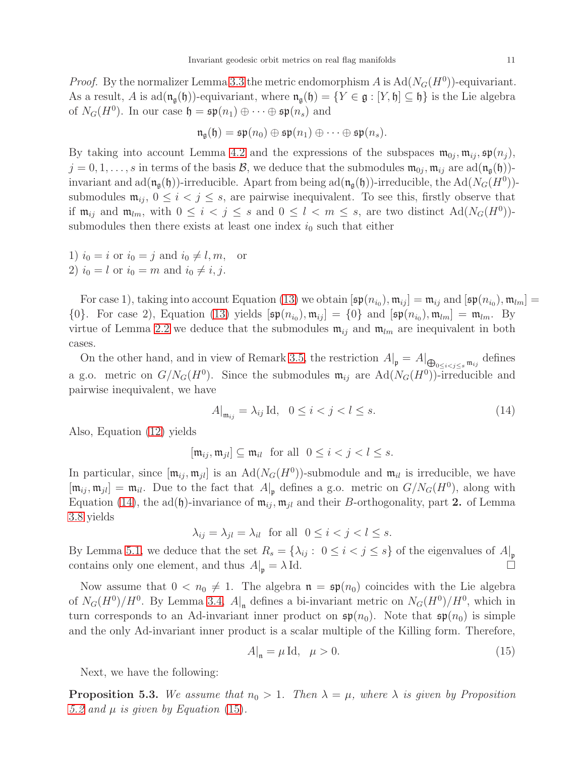*Proof.* By the normalizer Lemma 3.3 the metric endomorphism $A$ is $\mathrm{Ad}(N_G(H^0))$-equivariant. As a result, $A$ is $\mathrm{ad}(\mathfrak{n}_{\mathfrak{g}}(\mathfrak{h}))$-equivariant, where $\mathfrak{n}_{\mathfrak{g}}(\mathfrak{h}) = \{Y \in \mathfrak{g} : [Y, \mathfrak{h}] \subseteq \mathfrak{h}\}$ is the Lie algebra of $N_G(H^0)$. In our case $\mathfrak{h} = \mathfrak{sp}(n_1) \oplus \cdots \oplus \mathfrak{sp}(n_s)$ and

$$\mathfrak{n}_{\mathfrak{g}}(\mathfrak{h}) = \mathfrak{sp}(n_0) \oplus \mathfrak{sp}(n_1) \oplus \cdots \oplus \mathfrak{sp}(n_s).$$

By taking into account Lemma 4.2 and the expressions of the subspaces $\mathfrak{m}_{0j}, \mathfrak{m}_{ij}, \mathfrak{sp}(n_j)$, $j = 0, 1, \ldots, s$ in terms of the basis $\mathcal{B}$, we deduce that the submodules $\mathfrak{m}_{0j}, \mathfrak{m}_{ij}$ are $\mathrm{ad}(\mathfrak{n}_{\mathfrak{g}}(\mathfrak{h}))$-invariant and $\mathrm{ad}(\mathfrak{n}_{\mathfrak{g}}(\mathfrak{h}))$-irreducible. Apart from being $\mathrm{ad}(\mathfrak{n}_{\mathfrak{g}}(\mathfrak{h}))$-irreducible, the $\mathrm{Ad}(N_G(H^0))$-submodules $\mathfrak{m}_{ij}$, $0 \leq i < j \leq s$, are pairwise inequivalent. To see this, firstly observe that if $\mathfrak{m}_{ij}$ and $\mathfrak{m}_{lm}$, with $0 \leq i < j \leq s$ and $0 \leq l < m \leq s$, are two distinct $\mathrm{Ad}(N_G(H^0))$-submodules then there exists at least one index $i_0$ such that either

1) $i_0 = i$ or $i_0 = j$ and $i_0 \neq l, m$, or
2) $i_0 = l$ or $i_0 = m$ and $i_0 \neq i, j$.

For case 1), taking into account Equation (13) we obtain $[\mathfrak{sp}(n_{i_0}), \mathfrak{m}_{ij}] = \mathfrak{m}_{ij}$ and $[\mathfrak{sp}(n_{i_0}), \mathfrak{m}_{lm}] = \{0\}$. For case 2), Equation (13) yields $[\mathfrak{sp}(n_{i_0}), \mathfrak{m}_{ij}] = \{0\}$ and $[\mathfrak{sp}(n_{i_0}), \mathfrak{m}_{lm}] = \mathfrak{m}_{lm}$. By virtue of Lemma 2.2 we deduce that the submodules $\mathfrak{m}_{ij}$ and $\mathfrak{m}_{lm}$ are inequivalent in both cases.

On the other hand, and in view of Remark 3.5, the restriction $A|_{\mathfrak{p}} = A|_{\bigoplus_{0 \leq i < j \leq s} \mathfrak{m}_{ij}}$ defines a g.o. metric on $G/N_G(H^0)$. Since the submodules $\mathfrak{m}_{ij}$ are $\mathrm{Ad}(N_G(H^0))$-irreducible and pairwise inequivalent, we have

$$A|_{\mathfrak{m}_{ij}} = \lambda_{ij}\,\mathrm{Id}, \quad 0 \leq i < j < l \leq s. \tag{14}$$

Also, Equation (12) yields

$$[\mathfrak{m}_{ij}, \mathfrak{m}_{jl}] \subseteq \mathfrak{m}_{il} \quad \text{for all} \quad 0 \leq i < j < l \leq s.$$

In particular, since $[\mathfrak{m}_{ij}, \mathfrak{m}_{jl}]$ is an $\mathrm{Ad}(N_G(H^0))$-submodule and $\mathfrak{m}_{il}$ is irreducible, we have $[\mathfrak{m}_{ij}, \mathfrak{m}_{jl}] = \mathfrak{m}_{il}$. Due to the fact that $A|_{\mathfrak{p}}$ defines a g.o. metric on $G/N_G(H^0)$, along with Equation (14), the $\mathrm{ad}(\mathfrak{h})$-invariance of $\mathfrak{m}_{ij}, \mathfrak{m}_{jl}$ and their $B$-orthogonality, part **2.** of Lemma 3.8 yields

$$\lambda_{ij} = \lambda_{jl} = \lambda_{il} \quad \text{for all} \quad 0 \leq i < j < l \leq s.$$

By Lemma 5.1, we deduce that the set $R_s = \{\lambda_{ij} : \ 0 \leq i < j \leq s\}$ of the eigenvalues of $A|_{\mathfrak{p}}$ contains only one element, and thus $A|_{\mathfrak{p}} = \lambda\,\mathrm{Id}$. $\square$

Now assume that $0 < n_0 \neq 1$. The algebra $\mathfrak{n} = \mathfrak{sp}(n_0)$ coincides with the Lie algebra of $N_G(H^0)/H^0$. By Lemma 3.4, $A|_{\mathfrak{n}}$ defines a bi-invariant metric on $N_G(H^0)/H^0$, which in turn corresponds to an Ad-invariant inner product on $\mathfrak{sp}(n_0)$. Note that $\mathfrak{sp}(n_0)$ is simple and the only Ad-invariant inner product is a scalar multiple of the Killing form. Therefore,

$$A|_{\mathfrak{n}} = \mu\,\mathrm{Id}, \quad \mu > 0. \tag{15}$$

Next, we have the following:

**Proposition 5.3.** *We assume that $n_0 > 1$. Then $\lambda = \mu$, where $\lambda$ is given by Proposition 5.2 and $\mu$ is given by Equation (15).*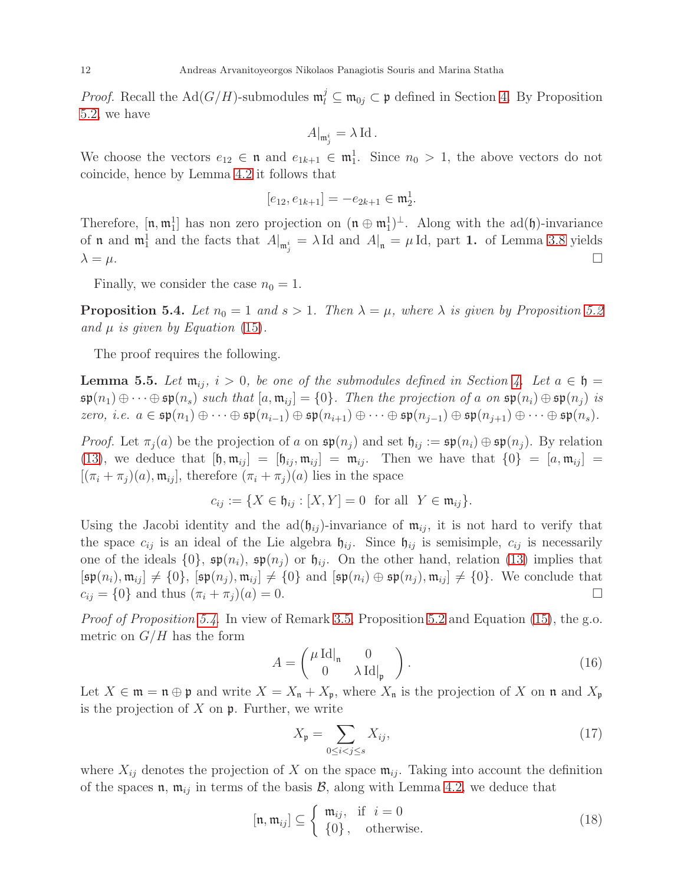*Proof.* Recall the $\mathrm{Ad}(G/H)$-submodules $\mathfrak{m}_l^j \subseteq \mathfrak{m}_{0j} \subset \mathfrak{p}$ defined in Section 4. By Proposition 5.2, we have

$$A|_{\mathfrak{m}_j^i} = \lambda\,\mathrm{Id}\,.$$

We choose the vectors $e_{12} \in \mathfrak{n}$ and $e_{1k+1} \in \mathfrak{m}_1^1$. Since $n_0 > 1$, the above vectors do not coincide, hence by Lemma 4.2 it follows that

$$[e_{12}, e_{1k+1}] = -e_{2k+1} \in \mathfrak{m}_2^1.$$

Therefore, $[\mathfrak{n}, \mathfrak{m}_1^1]$ has non zero projection on $(\mathfrak{n} \oplus \mathfrak{m}_1^1)^\perp$. Along with the $\mathrm{ad}(\mathfrak{h})$-invariance of $\mathfrak{n}$ and $\mathfrak{m}_1^1$ and the facts that $A|_{\mathfrak{m}_j^i} = \lambda\,\mathrm{Id}$ and $A|_{\mathfrak{n}} = \mu\,\mathrm{Id}$, part **1.** of Lemma 3.8 yields $\lambda = \mu$. $\square$

Finally, we consider the case $n_0 = 1$.

**Proposition 5.4.** *Let $n_0 = 1$ and $s > 1$. Then $\lambda = \mu$, where $\lambda$ is given by Proposition 5.2 and $\mu$ is given by Equation (15).*

The proof requires the following.

**Lemma 5.5.** *Let $\mathfrak{m}_{ij}$, $i > 0$, be one of the submodules defined in Section 4. Let $a \in \mathfrak{h} = \mathfrak{sp}(n_1) \oplus \cdots \oplus \mathfrak{sp}(n_s)$ such that $[a, \mathfrak{m}_{ij}] = \{0\}$. Then the projection of $a$ on $\mathfrak{sp}(n_i) \oplus \mathfrak{sp}(n_j)$ is zero, i.e. $a \in \mathfrak{sp}(n_1) \oplus \cdots \oplus \mathfrak{sp}(n_{i-1}) \oplus \mathfrak{sp}(n_{i+1}) \oplus \cdots \oplus \mathfrak{sp}(n_{j-1}) \oplus \mathfrak{sp}(n_{j+1}) \oplus \cdots \oplus \mathfrak{sp}(n_s)$.*

*Proof.* Let $\pi_j(a)$ be the projection of $a$ on $\mathfrak{sp}(n_j)$ and set $\mathfrak{h}_{ij} := \mathfrak{sp}(n_i) \oplus \mathfrak{sp}(n_j)$. By relation (13), we deduce that $[\mathfrak{h}, \mathfrak{m}_{ij}] = [\mathfrak{h}_{ij}, \mathfrak{m}_{ij}] = \mathfrak{m}_{ij}$. Then we have that $\{0\} = [a, \mathfrak{m}_{ij}] = [(\pi_i + \pi_j)(a), \mathfrak{m}_{ij}]$, therefore $(\pi_i + \pi_j)(a)$ lies in the space

$$c_{ij} := \{X \in \mathfrak{h}_{ij} : [X, Y] = 0 \ \text{ for all } \ Y \in \mathfrak{m}_{ij}\}.$$

Using the Jacobi identity and the $\mathrm{ad}(\mathfrak{h}_{ij})$-invariance of $\mathfrak{m}_{ij}$, it is not hard to verify that the space $c_{ij}$ is an ideal of the Lie algebra $\mathfrak{h}_{ij}$. Since $\mathfrak{h}_{ij}$ is semisimple, $c_{ij}$ is necessarily one of the ideals $\{0\}$, $\mathfrak{sp}(n_i)$, $\mathfrak{sp}(n_j)$ or $\mathfrak{h}_{ij}$. On the other hand, relation (13) implies that $[\mathfrak{sp}(n_i), \mathfrak{m}_{ij}] \neq \{0\}$, $[\mathfrak{sp}(n_j), \mathfrak{m}_{ij}] \neq \{0\}$ and $[\mathfrak{sp}(n_i) \oplus \mathfrak{sp}(n_j), \mathfrak{m}_{ij}] \neq \{0\}$. We conclude that $c_{ij} = \{0\}$ and thus $(\pi_i + \pi_j)(a) = 0$. $\square$

*Proof of Proposition 5.4.* In view of Remark 3.5, Proposition 5.2 and Equation (15), the g.o. metric on $G/H$ has the form

$$A = \begin{pmatrix} \mu\,\mathrm{Id}|_{\mathfrak{n}} & 0 \\ 0 & \lambda\,\mathrm{Id}|_{\mathfrak{p}} \end{pmatrix}. \tag{16}$$

Let $X \in \mathfrak{m} = \mathfrak{n} \oplus \mathfrak{p}$ and write $X = X_{\mathfrak{n}} + X_{\mathfrak{p}}$, where $X_{\mathfrak{n}}$ is the projection of $X$ on $\mathfrak{n}$ and $X_{\mathfrak{p}}$ is the projection of $X$ on $\mathfrak{p}$. Further, we write

$$X_{\mathfrak{p}} = \sum_{0 \leq i < j \leq s} X_{ij}, \tag{17}$$

where $X_{ij}$ denotes the projection of $X$ on the space $\mathfrak{m}_{ij}$. Taking into account the definition of the spaces $\mathfrak{n}$, $\mathfrak{m}_{ij}$ in terms of the basis $\mathcal{B}$, along with Lemma 4.2, we deduce that

$$[\mathfrak{n}, \mathfrak{m}_{ij}] \subseteq \left\{ \begin{array}{ll} \mathfrak{m}_{ij}, & \text{if } \ i = 0 \\ \{0\}, & \text{otherwise.} \end{array} \right. \tag{18}$$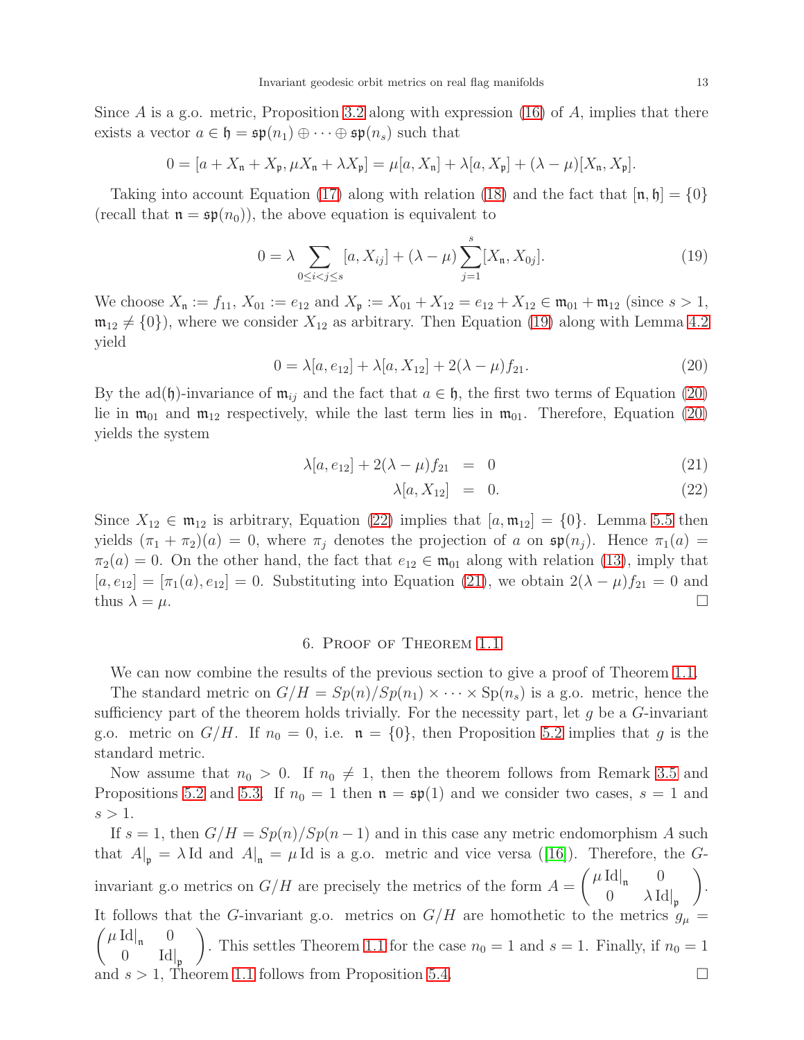Since $A$ is a g.o. metric, Proposition 3.2 along with expression (16) of $A$, implies that there exists a vector $a \in \mathfrak{h} = \mathfrak{sp}(n_1) \oplus \cdots \oplus \mathfrak{sp}(n_s)$ such that

$$0 = [a + X_\mathfrak{n} + X_\mathfrak{p}, \mu X_\mathfrak{n} + \lambda X_\mathfrak{p}] = \mu[a, X_\mathfrak{n}] + \lambda[a, X_\mathfrak{p}] + (\lambda - \mu)[X_\mathfrak{n}, X_\mathfrak{p}].$$

Taking into account Equation (17) along with relation (18) and the fact that $[\mathfrak{n}, \mathfrak{h}] = \{0\}$ (recall that $\mathfrak{n} = \mathfrak{sp}(n_0)$), the above equation is equivalent to

$$0 = \lambda \sum_{0 \leq i < j \leq s} [a, X_{ij}] + (\lambda - \mu) \sum_{j=1}^{s} [X_\mathfrak{n}, X_{0j}]. \tag{19}$$

We choose $X_\mathfrak{n} := f_{11}$, $X_{01} := e_{12}$ and $X_\mathfrak{p} := X_{01} + X_{12} = e_{12} + X_{12} \in \mathfrak{m}_{01} + \mathfrak{m}_{12}$ (since $s > 1$, $\mathfrak{m}_{12} \neq \{0\}$), where we consider $X_{12}$ as arbitrary. Then Equation (19) along with Lemma 4.2 yield

$$0 = \lambda[a, e_{12}] + \lambda[a, X_{12}] + 2(\lambda - \mu) f_{21}. \tag{20}$$

By the $\mathrm{ad}(\mathfrak{h})$-invariance of $\mathfrak{m}_{ij}$ and the fact that $a \in \mathfrak{h}$, the first two terms of Equation (20) lie in $\mathfrak{m}_{01}$ and $\mathfrak{m}_{12}$ respectively, while the last term lies in $\mathfrak{m}_{01}$. Therefore, Equation (20) yields the system

$$\lambda[a, e_{12}] + 2(\lambda - \mu) f_{21} = 0 \tag{21}$$

$$\lambda[a, X_{12}] = 0. \tag{22}$$

Since $X_{12} \in \mathfrak{m}_{12}$ is arbitrary, Equation (22) implies that $[a, \mathfrak{m}_{12}] = \{0\}$. Lemma 5.5 then yields $(\pi_1 + \pi_2)(a) = 0$, where $\pi_j$ denotes the projection of $a$ on $\mathfrak{sp}(n_j)$. Hence $\pi_1(a) = \pi_2(a) = 0$. On the other hand, the fact that $e_{12} \in \mathfrak{m}_{01}$ along with relation (13), imply that $[a, e_{12}] = [\pi_1(a), e_{12}] = 0$. Substituting into Equation (21), we obtain $2(\lambda - \mu) f_{21} = 0$ and thus $\lambda = \mu$. $\square$

## 6. Proof of Theorem 1.1

We can now combine the results of the previous section to give a proof of Theorem 1.1.

The standard metric on $G/H = Sp(n)/Sp(n_1) \times \cdots \times \mathrm{Sp}(n_s)$ is a g.o. metric, hence the sufficiency part of the theorem holds trivially. For the necessity part, let $g$ be a $G$-invariant g.o. metric on $G/H$. If $n_0 = 0$, i.e. $\mathfrak{n} = \{0\}$, then Proposition 5.2 implies that $g$ is the standard metric.

Now assume that $n_0 > 0$. If $n_0 \neq 1$, then the theorem follows from Remark 3.5 and Propositions 5.2 and 5.3. If $n_0 = 1$ then $\mathfrak{n} = \mathfrak{sp}(1)$ and we consider two cases, $s = 1$ and $s > 1$.

If $s = 1$, then $G/H = Sp(n)/Sp(n-1)$ and in this case any metric endomorphism $A$ such that $A|_\mathfrak{p} = \lambda \,\mathrm{Id}$ and $A|_\mathfrak{n} = \mu \,\mathrm{Id}$ is a g.o. metric and vice versa ([16]). Therefore, the $G$-invariant g.o metrics on $G/H$ are precisely the metrics of the form $A = \begin{pmatrix} \mu \,\mathrm{Id}|_\mathfrak{n} & 0 \\ 0 & \lambda \,\mathrm{Id}|_\mathfrak{p} \end{pmatrix}$. It follows that the $G$-invariant g.o. metrics on $G/H$ are homothetic to the metrics $g_\mu = \begin{pmatrix} \mu \,\mathrm{Id}|_\mathfrak{n} & 0 \\ 0 & \mathrm{Id}|_\mathfrak{p} \end{pmatrix}$. This settles Theorem 1.1 for the case $n_0 = 1$ and $s = 1$. Finally, if $n_0 = 1$ and $s > 1$, Theorem 1.1 follows from Proposition 5.4. $\square$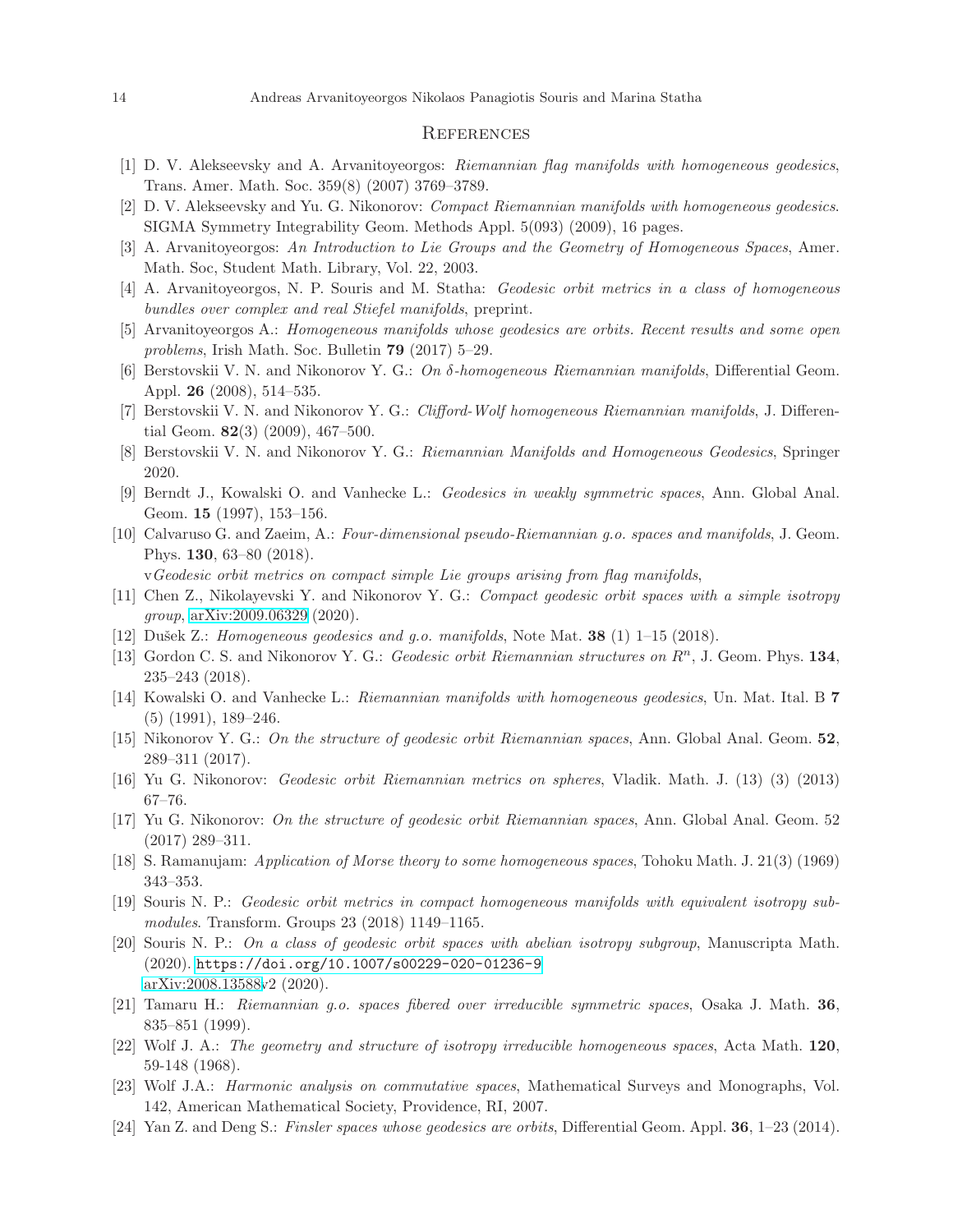## References

[1] D. V. Alekseevsky and A. Arvanitoyeorgos: *Riemannian flag manifolds with homogeneous geodesics*, Trans. Amer. Math. Soc. 359(8) (2007) 3769–3789.

[2] D. V. Alekseevsky and Yu. G. Nikonorov: *Compact Riemannian manifolds with homogeneous geodesics*. SIGMA Symmetry Integrability Geom. Methods Appl. 5(093) (2009), 16 pages.

[3] A. Arvanitoyeorgos: *An Introduction to Lie Groups and the Geometry of Homogeneous Spaces*, Amer. Math. Soc, Student Math. Library, Vol. 22, 2003.

[4] A. Arvanitoyeorgos, N. P. Souris and M. Statha: *Geodesic orbit metrics in a class of homogeneous bundles over complex and real Stiefel manifolds*, preprint.

[5] Arvanitoyeorgos A.: *Homogeneous manifolds whose geodesics are orbits. Recent results and some open problems*, Irish Math. Soc. Bulletin **79** (2017) 5–29.

[6] Berstovskii V. N. and Nikonorov Y. G.: *On δ-homogeneous Riemannian manifolds*, Differential Geom. Appl. **26** (2008), 514–535.

[7] Berstovskii V. N. and Nikonorov Y. G.: *Clifford-Wolf homogeneous Riemannian manifolds*, J. Differential Geom. **82**(3) (2009), 467–500.

[8] Berstovskii V. N. and Nikonorov Y. G.: *Riemannian Manifolds and Homogeneous Geodesics*, Springer 2020.

[9] Berndt J., Kowalski O. and Vanhecke L.: *Geodesics in weakly symmetric spaces*, Ann. Global Anal. Geom. **15** (1997), 153–156.

[10] Calvaruso G. and Zaeim, A.: *Four-dimensional pseudo-Riemannian g.o. spaces and manifolds*, J. Geom. Phys. **130**, 63–80 (2018).
v*Geodesic orbit metrics on compact simple Lie groups arising from flag manifolds*,

[11] Chen Z., Nikolayevski Y. and Nikonorov Y. G.: *Compact geodesic orbit spaces with a simple isotropy group*, arXiv:2009.06329 (2020).

[12] Dušek Z.: *Homogeneous geodesics and g.o. manifolds*, Note Mat. **38** (1) 1–15 (2018).

[13] Gordon C. S. and Nikonorov Y. G.: *Geodesic orbit Riemannian structures on $R^n$*, J. Geom. Phys. **134**, 235–243 (2018).

[14] Kowalski O. and Vanhecke L.: *Riemannian manifolds with homogeneous geodesics*, Un. Mat. Ital. B **7** (5) (1991), 189–246.

[15] Nikonorov Y. G.: *On the structure of geodesic orbit Riemannian spaces*, Ann. Global Anal. Geom. **52**, 289–311 (2017).

[16] Yu G. Nikonorov: *Geodesic orbit Riemannian metrics on spheres*, Vladik. Math. J. (13) (3) (2013) 67–76.

[17] Yu G. Nikonorov: *On the structure of geodesic orbit Riemannian spaces*, Ann. Global Anal. Geom. 52 (2017) 289–311.

[18] S. Ramanujam: *Application of Morse theory to some homogeneous spaces*, Tohoku Math. J. 21(3) (1969) 343–353.

[19] Souris N. P.: *Geodesic orbit metrics in compact homogeneous manifolds with equivalent isotropy submodules*. Transform. Groups 23 (2018) 1149–1165.

[20] Souris N. P.: *On a class of geodesic orbit spaces with abelian isotropy subgroup*, Manuscripta Math. (2020). `https://doi.org/10.1007/s00229-020-01236-9` arXiv:2008.13588v2 (2020).

[21] Tamaru H.: *Riemannian g.o. spaces fibered over irreducible symmetric spaces*, Osaka J. Math. **36**, 835–851 (1999).

[22] Wolf J. A.: *The geometry and structure of isotropy irreducible homogeneous spaces*, Acta Math. **120**, 59-148 (1968).

[23] Wolf J.A.: *Harmonic analysis on commutative spaces*, Mathematical Surveys and Monographs, Vol. 142, American Mathematical Society, Providence, RI, 2007.

[24] Yan Z. and Deng S.: *Finsler spaces whose geodesics are orbits*, Differential Geom. Appl. **36**, 1–23 (2014).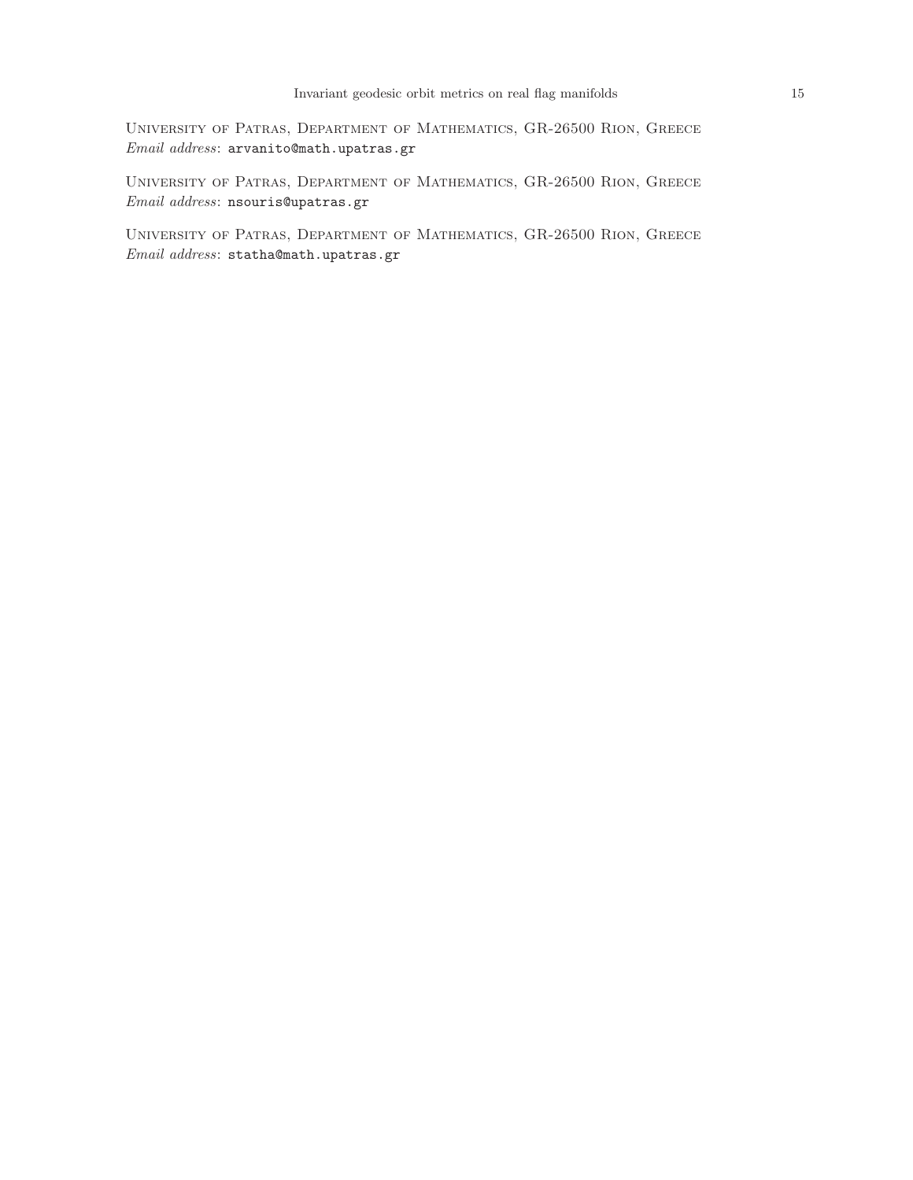University of Patras, Department of Mathematics, GR-26500 Rion, Greece
*Email address*: arvanito@math.upatras.gr

University of Patras, Department of Mathematics, GR-26500 Rion, Greece
*Email address*: nsouris@upatras.gr

University of Patras, Department of Mathematics, GR-26500 Rion, Greece
*Email address*: statha@math.upatras.gr